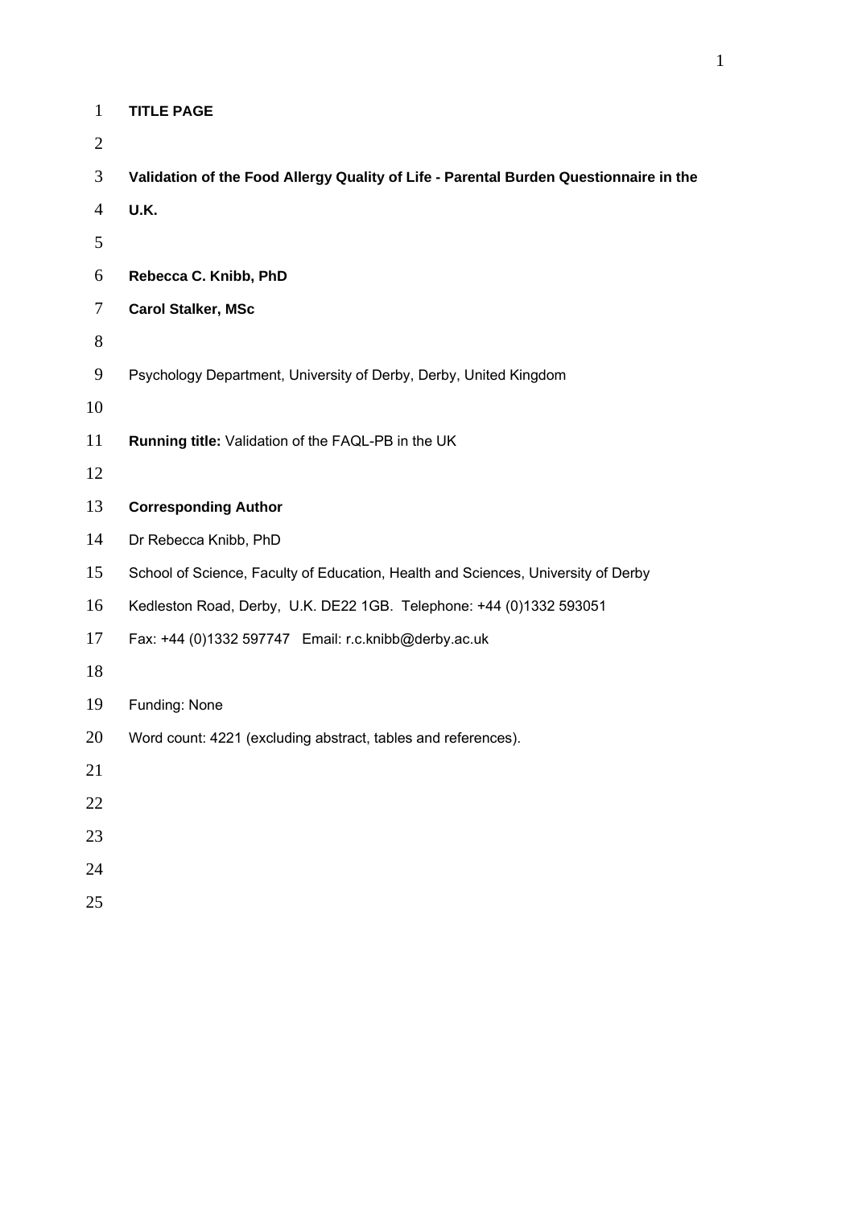**TITLE PAGE**

# Validation of the Food Allergy Quality of Life - Parental Burden Questionnaire in the U.K.

**Rebecca C. Knibb, PhD**

**Carol Stalker, MSc**

Psychology Department, University of Derby, Derby, United Kingdom

**Running title:** Validation of the FAQL-PB in the UK

**Corresponding Author**

Dr Rebecca Knibb, PhD

School of Science, Faculty of Education, Health and Sciences, University of Derby

Kedleston Road, Derby, U.K. DE22 1GB. Telephone: +44 (0)1332 593051

Fax: +44 (0)1332 597747 Email: r.c.knibb@derby.ac.uk

Funding: None

Word count: 4221 (excluding abstract, tables and references).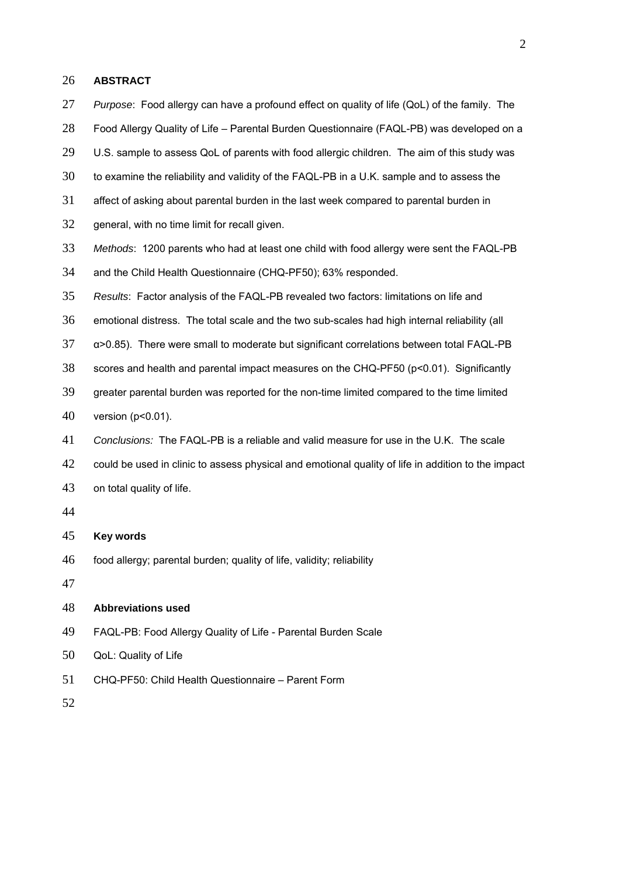## ABSTRACT

*Purpose*: Food allergy can have a profound effect on quality of life (QoL) of the family. The Food Allergy Quality of Life – Parental Burden Questionnaire (FAQL-PB) was developed on a U.S. sample to assess QoL of parents with food allergic children. The aim of this study was to examine the reliability and validity of the FAQL-PB in a U.K. sample and to assess the affect of asking about parental burden in the last week compared to parental burden in general, with no time limit for recall given.

*Methods*: 1200 parents who had at least one child with food allergy were sent the FAQL-PB and the Child Health Questionnaire (CHQ-PF50); 63% responded.

*Results*: Factor analysis of the FAQL-PB revealed two factors: limitations on life and emotional distress. The total scale and the two sub-scales had high internal reliability (all $\alpha > 0.85$). There were small to moderate but significant correlations between total FAQL-PB scores and health and parental impact measures on the CHQ-PF50 ($p < 0.01$). Significantly greater parental burden was reported for the non-time limited compared to the time limited version ($p < 0.01$).

*Conclusions:* The FAQL-PB is a reliable and valid measure for use in the U.K. The scale could be used in clinic to assess physical and emotional quality of life in addition to the impact on total quality of life.

## Key words

food allergy; parental burden; quality of life, validity; reliability

## Abbreviations used

FAQL-PB: Food Allergy Quality of Life - Parental Burden Scale

QoL: Quality of Life

CHQ-PF50: Child Health Questionnaire – Parent Form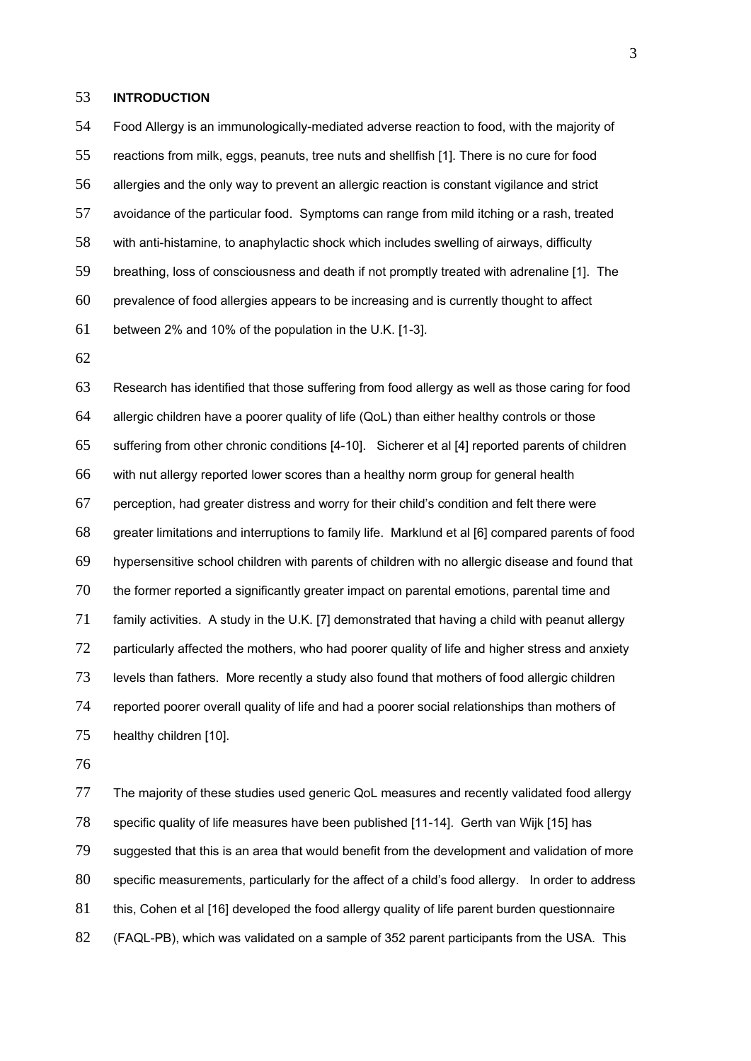## INTRODUCTION

Food Allergy is an immunologically-mediated adverse reaction to food, with the majority of reactions from milk, eggs, peanuts, tree nuts and shellfish [1]. There is no cure for food allergies and the only way to prevent an allergic reaction is constant vigilance and strict avoidance of the particular food. Symptoms can range from mild itching or a rash, treated with anti-histamine, to anaphylactic shock which includes swelling of airways, difficulty breathing, loss of consciousness and death if not promptly treated with adrenaline [1]. The prevalence of food allergies appears to be increasing and is currently thought to affect between 2% and 10% of the population in the U.K. [1-3].

Research has identified that those suffering from food allergy as well as those caring for food allergic children have a poorer quality of life (QoL) than either healthy controls or those suffering from other chronic conditions [4-10]. Sicherer et al [4] reported parents of children with nut allergy reported lower scores than a healthy norm group for general health perception, had greater distress and worry for their child's condition and felt there were greater limitations and interruptions to family life. Marklund et al [6] compared parents of food hypersensitive school children with parents of children with no allergic disease and found that the former reported a significantly greater impact on parental emotions, parental time and family activities. A study in the U.K. [7] demonstrated that having a child with peanut allergy particularly affected the mothers, who had poorer quality of life and higher stress and anxiety levels than fathers. More recently a study also found that mothers of food allergic children reported poorer overall quality of life and had a poorer social relationships than mothers of healthy children [10].

The majority of these studies used generic QoL measures and recently validated food allergy specific quality of life measures have been published [11-14]. Gerth van Wijk [15] has suggested that this is an area that would benefit from the development and validation of more specific measurements, particularly for the affect of a child's food allergy. In order to address this, Cohen et al [16] developed the food allergy quality of life parent burden questionnaire (FAQL-PB), which was validated on a sample of 352 parent participants from the USA. This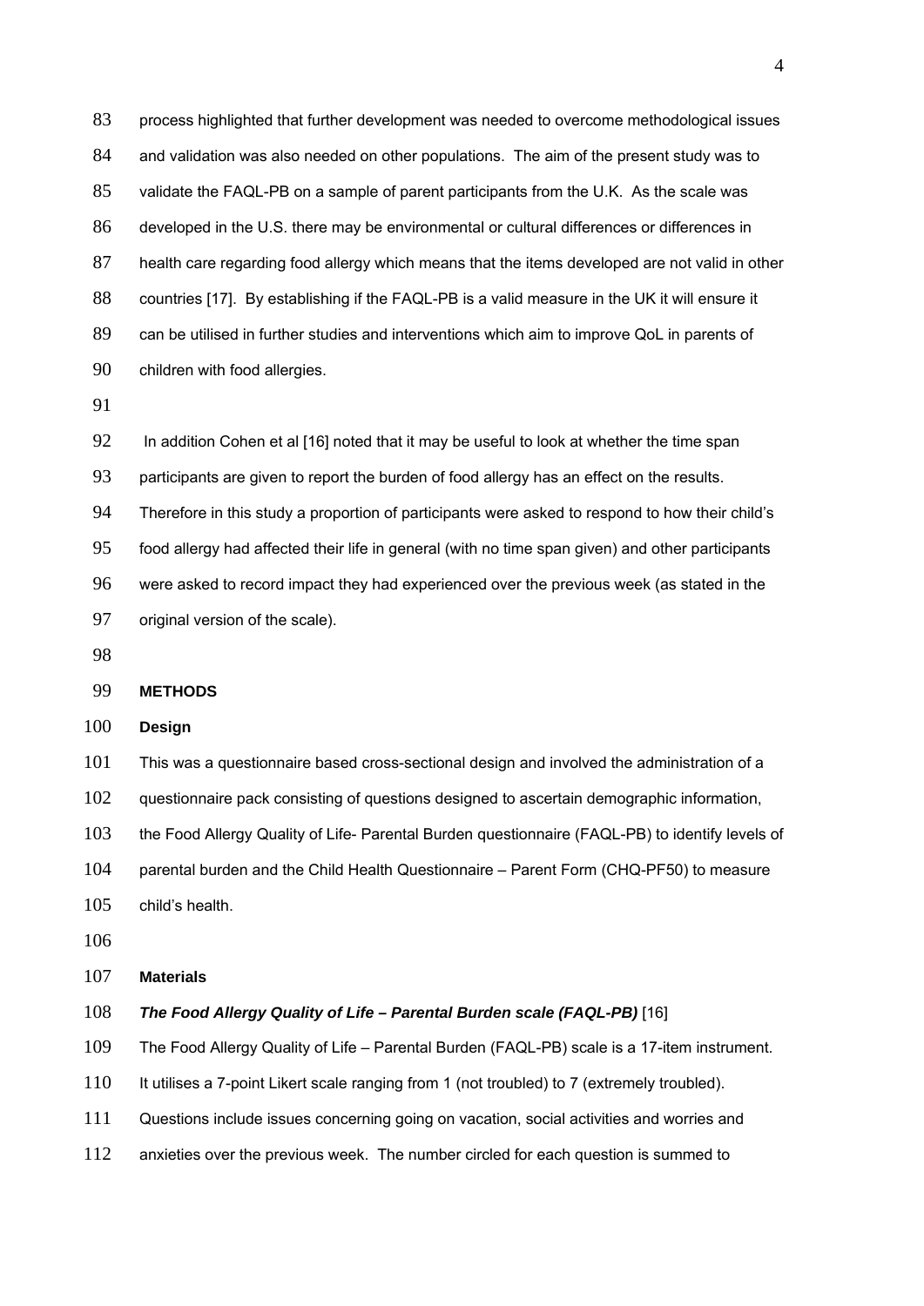process highlighted that further development was needed to overcome methodological issues and validation was also needed on other populations. The aim of the present study was to validate the FAQL-PB on a sample of parent participants from the U.K. As the scale was developed in the U.S. there may be environmental or cultural differences or differences in health care regarding food allergy which means that the items developed are not valid in other countries [17]. By establishing if the FAQL-PB is a valid measure in the UK it will ensure it can be utilised in further studies and interventions which aim to improve QoL in parents of children with food allergies.

In addition Cohen et al [16] noted that it may be useful to look at whether the time span participants are given to report the burden of food allergy has an effect on the results. Therefore in this study a proportion of participants were asked to respond to how their child's food allergy had affected their life in general (with no time span given) and other participants were asked to record impact they had experienced over the previous week (as stated in the original version of the scale).

## METHODS

### Design

This was a questionnaire based cross-sectional design and involved the administration of a questionnaire pack consisting of questions designed to ascertain demographic information, the Food Allergy Quality of Life- Parental Burden questionnaire (FAQL-PB) to identify levels of parental burden and the Child Health Questionnaire – Parent Form (CHQ-PF50) to measure child's health.

### Materials

***The Food Allergy Quality of Life – Parental Burden scale (FAQL-PB)*** [16]

The Food Allergy Quality of Life – Parental Burden (FAQL-PB) scale is a 17-item instrument. It utilises a 7-point Likert scale ranging from 1 (not troubled) to 7 (extremely troubled). Questions include issues concerning going on vacation, social activities and worries and anxieties over the previous week. The number circled for each question is summed to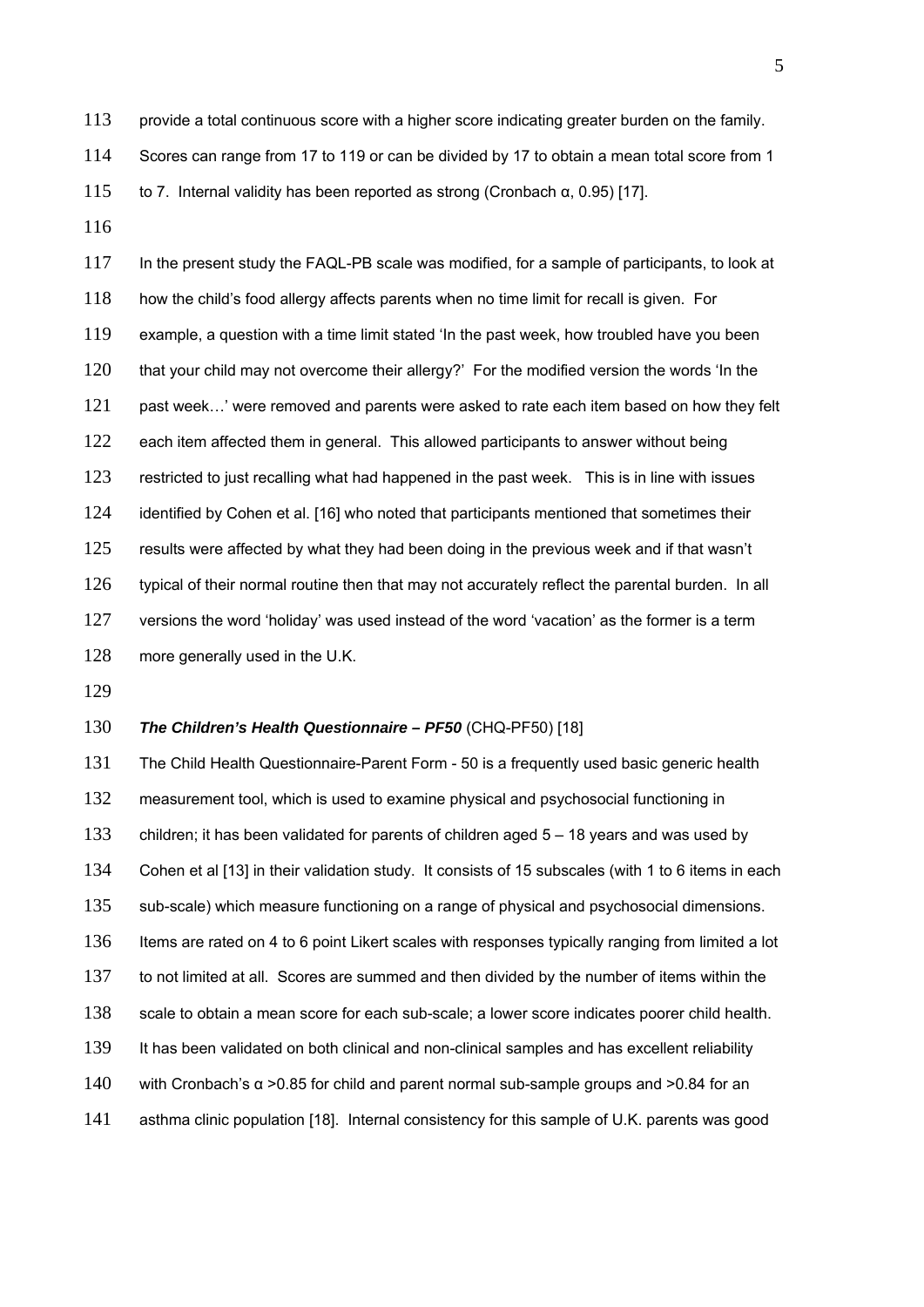provide a total continuous score with a higher score indicating greater burden on the family. Scores can range from 17 to 119 or can be divided by 17 to obtain a mean total score from 1 to 7. Internal validity has been reported as strong (Cronbach α, 0.95) [17].

In the present study the FAQL-PB scale was modified, for a sample of participants, to look at how the child's food allergy affects parents when no time limit for recall is given. For example, a question with a time limit stated 'In the past week, how troubled have you been that your child may not overcome their allergy?' For the modified version the words 'In the past week…' were removed and parents were asked to rate each item based on how they felt each item affected them in general. This allowed participants to answer without being restricted to just recalling what had happened in the past week. This is in line with issues identified by Cohen et al. [16] who noted that participants mentioned that sometimes their results were affected by what they had been doing in the previous week and if that wasn't typical of their normal routine then that may not accurately reflect the parental burden. In all versions the word 'holiday' was used instead of the word 'vacation' as the former is a term more generally used in the U.K.

***The Children's Health Questionnaire – PF50*** (CHQ-PF50) [18]

The Child Health Questionnaire-Parent Form - 50 is a frequently used basic generic health measurement tool, which is used to examine physical and psychosocial functioning in children; it has been validated for parents of children aged 5 – 18 years and was used by Cohen et al [13] in their validation study. It consists of 15 subscales (with 1 to 6 items in each sub-scale) which measure functioning on a range of physical and psychosocial dimensions. Items are rated on 4 to 6 point Likert scales with responses typically ranging from limited a lot to not limited at all. Scores are summed and then divided by the number of items within the scale to obtain a mean score for each sub-scale; a lower score indicates poorer child health. It has been validated on both clinical and non-clinical samples and has excellent reliability with Cronbach's α >0.85 for child and parent normal sub-sample groups and >0.84 for an asthma clinic population [18]. Internal consistency for this sample of U.K. parents was good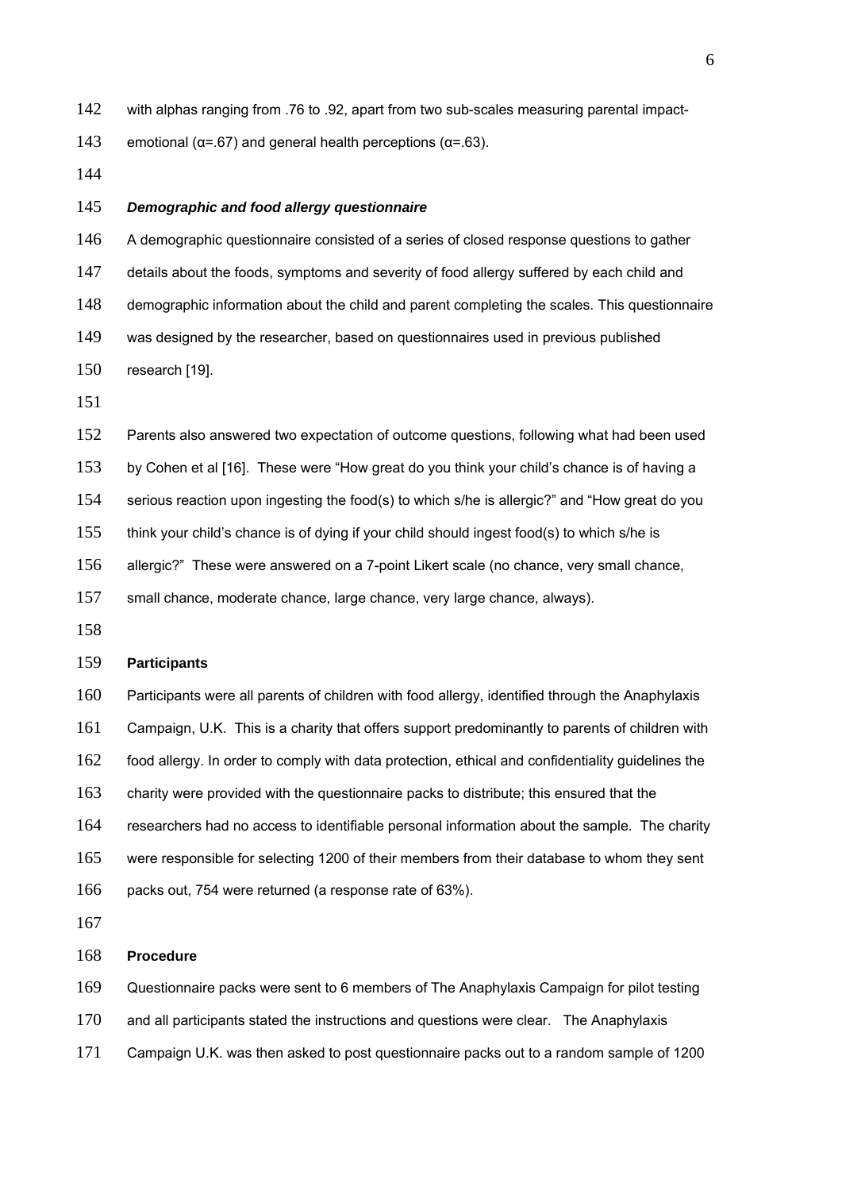with alphas ranging from .76 to .92, apart from two sub-scales measuring parental impact-emotional ($\alpha$=.67) and general health perceptions ($\alpha$=.63).

### *Demographic and food allergy questionnaire*

A demographic questionnaire consisted of a series of closed response questions to gather details about the foods, symptoms and severity of food allergy suffered by each child and demographic information about the child and parent completing the scales. This questionnaire was designed by the researcher, based on questionnaires used in previous published research [19].

Parents also answered two expectation of outcome questions, following what had been used by Cohen et al [16]. These were "How great do you think your child's chance is of having a serious reaction upon ingesting the food(s) to which s/he is allergic?" and "How great do you think your child's chance is of dying if your child should ingest food(s) to which s/he is allergic?" These were answered on a 7-point Likert scale (no chance, very small chance, small chance, moderate chance, large chance, very large chance, always).

## Participants

Participants were all parents of children with food allergy, identified through the Anaphylaxis Campaign, U.K. This is a charity that offers support predominantly to parents of children with food allergy. In order to comply with data protection, ethical and confidentiality guidelines the charity were provided with the questionnaire packs to distribute; this ensured that the researchers had no access to identifiable personal information about the sample. The charity were responsible for selecting 1200 of their members from their database to whom they sent packs out, 754 were returned (a response rate of 63%).

## Procedure

Questionnaire packs were sent to 6 members of The Anaphylaxis Campaign for pilot testing and all participants stated the instructions and questions were clear. The Anaphylaxis Campaign U.K. was then asked to post questionnaire packs out to a random sample of 1200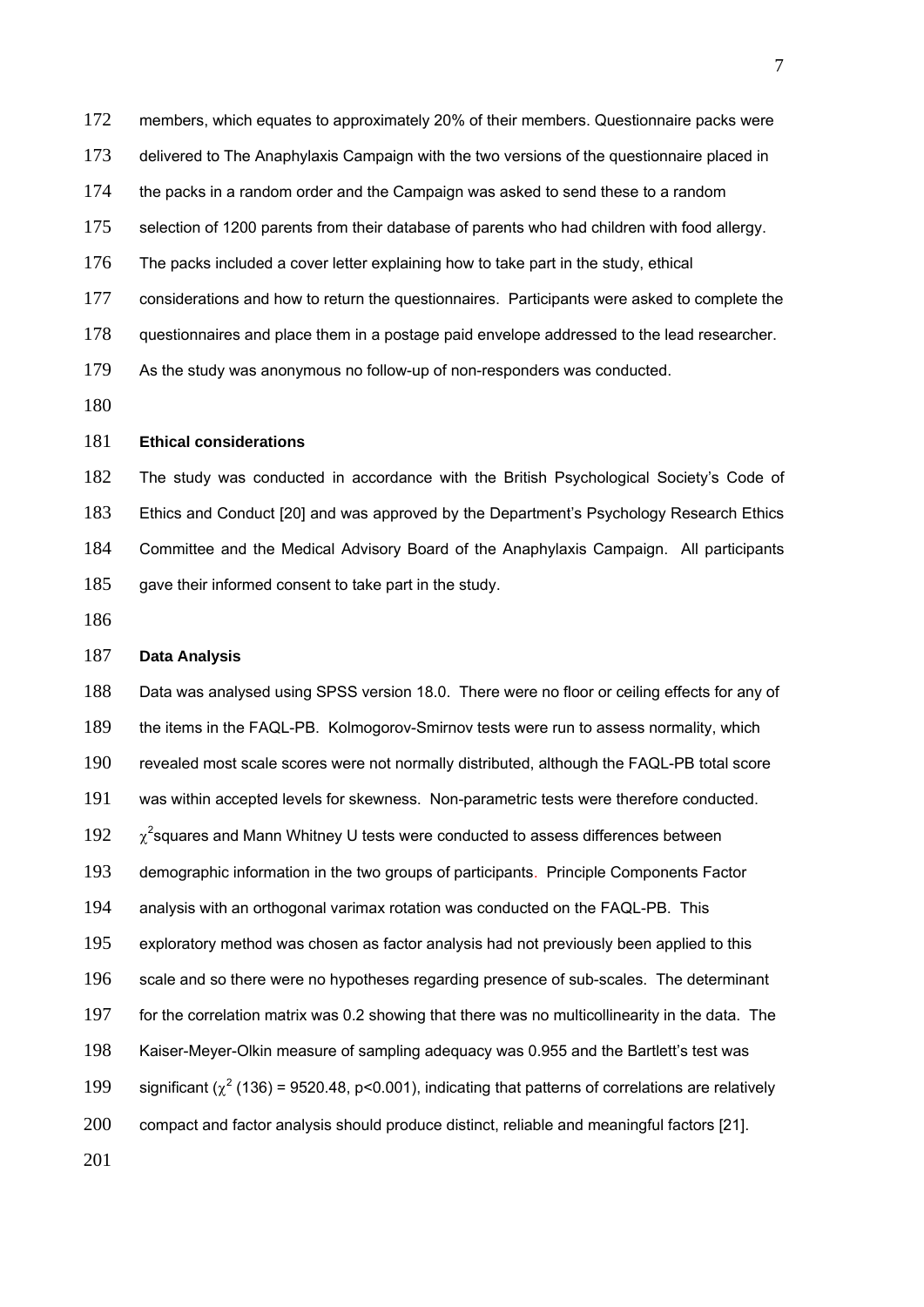members, which equates to approximately 20% of their members. Questionnaire packs were delivered to The Anaphylaxis Campaign with the two versions of the questionnaire placed in the packs in a random order and the Campaign was asked to send these to a random selection of 1200 parents from their database of parents who had children with food allergy. The packs included a cover letter explaining how to take part in the study, ethical considerations and how to return the questionnaires. Participants were asked to complete the questionnaires and place them in a postage paid envelope addressed to the lead researcher. As the study was anonymous no follow-up of non-responders was conducted.

### Ethical considerations

The study was conducted in accordance with the British Psychological Society's Code of Ethics and Conduct [20] and was approved by the Department's Psychology Research Ethics Committee and the Medical Advisory Board of the Anaphylaxis Campaign. All participants gave their informed consent to take part in the study.

### Data Analysis

Data was analysed using SPSS version 18.0. There were no floor or ceiling effects for any of the items in the FAQL-PB. Kolmogorov-Smirnov tests were run to assess normality, which revealed most scale scores were not normally distributed, although the FAQL-PB total score was within accepted levels for skewness. Non-parametric tests were therefore conducted. $\chi^2$squares and Mann Whitney U tests were conducted to assess differences between demographic information in the two groups of participants. Principle Components Factor analysis with an orthogonal varimax rotation was conducted on the FAQL-PB. This exploratory method was chosen as factor analysis had not previously been applied to this scale and so there were no hypotheses regarding presence of sub-scales. The determinant for the correlation matrix was 0.2 showing that there was no multicollinearity in the data. The Kaiser-Meyer-Olkin measure of sampling adequacy was 0.955 and the Bartlett's test was significant ($\chi^2$ (136) = 9520.48, $p<0.001$), indicating that patterns of correlations are relatively compact and factor analysis should produce distinct, reliable and meaningful factors [21].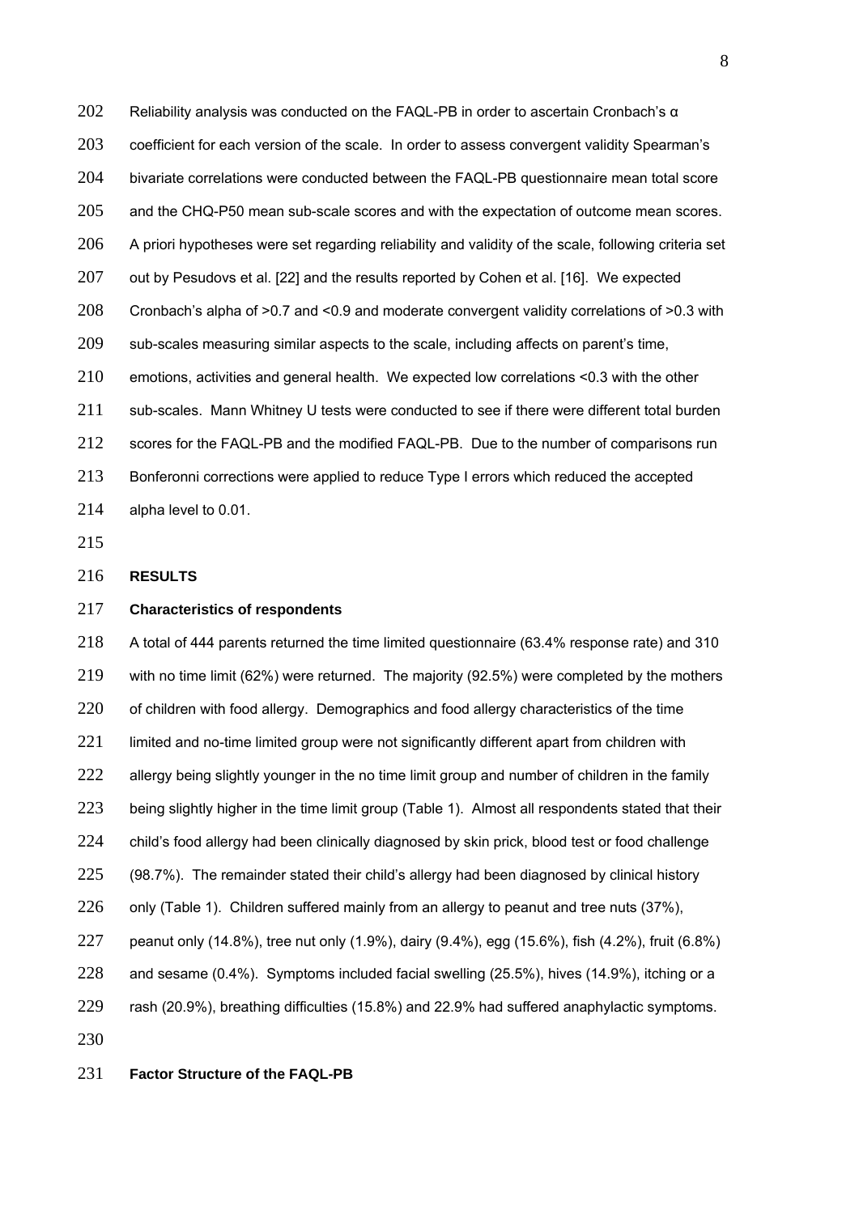Reliability analysis was conducted on the FAQL-PB in order to ascertain Cronbach's α coefficient for each version of the scale. In order to assess convergent validity Spearman's bivariate correlations were conducted between the FAQL-PB questionnaire mean total score and the CHQ-P50 mean sub-scale scores and with the expectation of outcome mean scores. A priori hypotheses were set regarding reliability and validity of the scale, following criteria set out by Pesudovs et al. [22] and the results reported by Cohen et al. [16]. We expected Cronbach's alpha of >0.7 and <0.9 and moderate convergent validity correlations of >0.3 with sub-scales measuring similar aspects to the scale, including affects on parent's time, emotions, activities and general health. We expected low correlations <0.3 with the other sub-scales. Mann Whitney U tests were conducted to see if there were different total burden scores for the FAQL-PB and the modified FAQL-PB. Due to the number of comparisons run Bonferonni corrections were applied to reduce Type I errors which reduced the accepted alpha level to 0.01.

## RESULTS

### Characteristics of respondents

A total of 444 parents returned the time limited questionnaire (63.4% response rate) and 310 with no time limit (62%) were returned. The majority (92.5%) were completed by the mothers of children with food allergy. Demographics and food allergy characteristics of the time limited and no-time limited group were not significantly different apart from children with allergy being slightly younger in the no time limit group and number of children in the family being slightly higher in the time limit group (Table 1). Almost all respondents stated that their child's food allergy had been clinically diagnosed by skin prick, blood test or food challenge (98.7%). The remainder stated their child's allergy had been diagnosed by clinical history only (Table 1). Children suffered mainly from an allergy to peanut and tree nuts (37%), peanut only (14.8%), tree nut only (1.9%), dairy (9.4%), egg (15.6%), fish (4.2%), fruit (6.8%) and sesame (0.4%). Symptoms included facial swelling (25.5%), hives (14.9%), itching or a rash (20.9%), breathing difficulties (15.8%) and 22.9% had suffered anaphylactic symptoms.

### Factor Structure of the FAQL-PB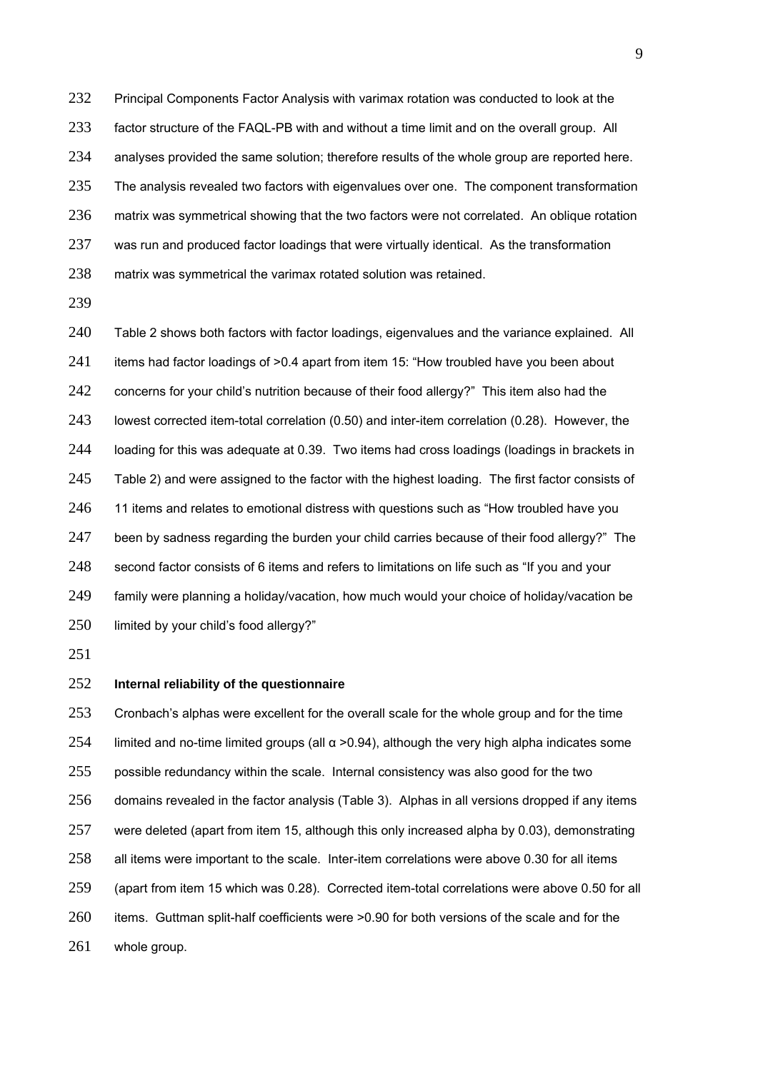Principal Components Factor Analysis with varimax rotation was conducted to look at the factor structure of the FAQL-PB with and without a time limit and on the overall group. All analyses provided the same solution; therefore results of the whole group are reported here. The analysis revealed two factors with eigenvalues over one. The component transformation matrix was symmetrical showing that the two factors were not correlated. An oblique rotation was run and produced factor loadings that were virtually identical. As the transformation matrix was symmetrical the varimax rotated solution was retained.

Table 2 shows both factors with factor loadings, eigenvalues and the variance explained. All items had factor loadings of >0.4 apart from item 15: "How troubled have you been about concerns for your child's nutrition because of their food allergy?" This item also had the lowest corrected item-total correlation (0.50) and inter-item correlation (0.28). However, the loading for this was adequate at 0.39. Two items had cross loadings (loadings in brackets in Table 2) and were assigned to the factor with the highest loading. The first factor consists of 11 items and relates to emotional distress with questions such as "How troubled have you been by sadness regarding the burden your child carries because of their food allergy?" The second factor consists of 6 items and refers to limitations on life such as "If you and your family were planning a holiday/vacation, how much would your choice of holiday/vacation be limited by your child's food allergy?"

**Internal reliability of the questionnaire**

Cronbach's alphas were excellent for the overall scale for the whole group and for the time limited and no-time limited groups (all $\alpha$ >0.94), although the very high alpha indicates some possible redundancy within the scale. Internal consistency was also good for the two domains revealed in the factor analysis (Table 3). Alphas in all versions dropped if any items were deleted (apart from item 15, although this only increased alpha by 0.03), demonstrating all items were important to the scale. Inter-item correlations were above 0.30 for all items (apart from item 15 which was 0.28). Corrected item-total correlations were above 0.50 for all items. Guttman split-half coefficients were >0.90 for both versions of the scale and for the whole group.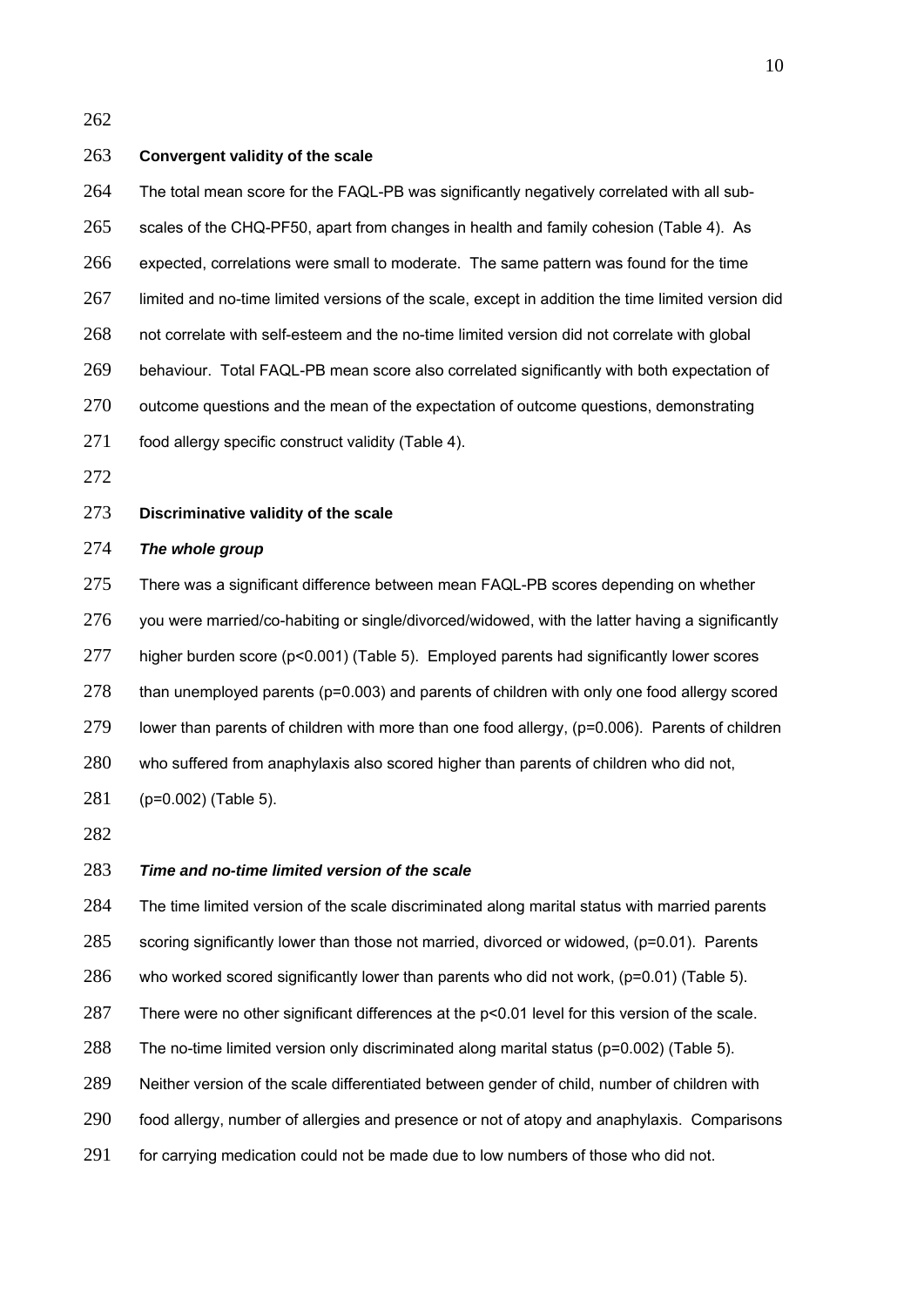**Convergent validity of the scale**

The total mean score for the FAQL-PB was significantly negatively correlated with all sub-scales of the CHQ-PF50, apart from changes in health and family cohesion (Table 4). As expected, correlations were small to moderate. The same pattern was found for the time limited and no-time limited versions of the scale, except in addition the time limited version did not correlate with self-esteem and the no-time limited version did not correlate with global behaviour. Total FAQL-PB mean score also correlated significantly with both expectation of outcome questions and the mean of the expectation of outcome questions, demonstrating food allergy specific construct validity (Table 4).

**Discriminative validity of the scale**

***The whole group***

There was a significant difference between mean FAQL-PB scores depending on whether you were married/co-habiting or single/divorced/widowed, with the latter having a significantly higher burden score ($p<0.001$) (Table 5). Employed parents had significantly lower scores than unemployed parents ($p=0.003$) and parents of children with only one food allergy scored lower than parents of children with more than one food allergy, ($p=0.006$). Parents of children who suffered from anaphylaxis also scored higher than parents of children who did not, ($p=0.002$) (Table 5).

***Time and no-time limited version of the scale***

The time limited version of the scale discriminated along marital status with married parents scoring significantly lower than those not married, divorced or widowed, ($p=0.01$). Parents who worked scored significantly lower than parents who did not work, ($p=0.01$) (Table 5). There were no other significant differences at the $p<0.01$ level for this version of the scale. The no-time limited version only discriminated along marital status ($p=0.002$) (Table 5). Neither version of the scale differentiated between gender of child, number of children with food allergy, number of allergies and presence or not of atopy and anaphylaxis. Comparisons for carrying medication could not be made due to low numbers of those who did not.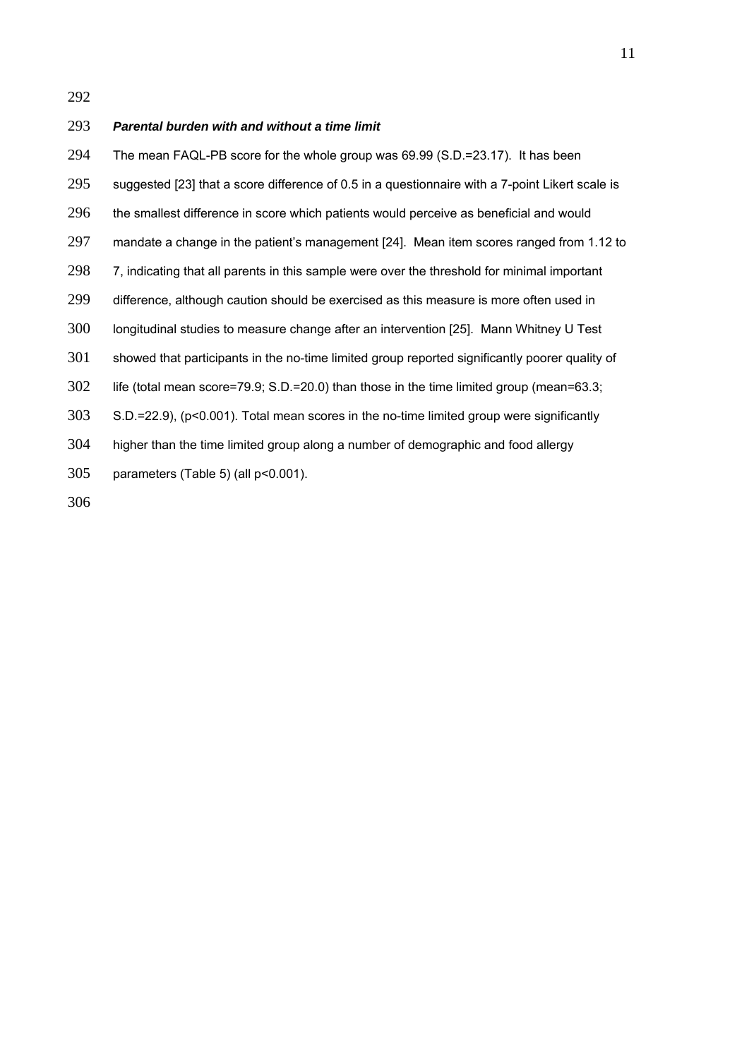### ***Parental burden with and without a time limit***

The mean FAQL-PB score for the whole group was 69.99 (S.D.=23.17). It has been suggested [23] that a score difference of 0.5 in a questionnaire with a 7-point Likert scale is the smallest difference in score which patients would perceive as beneficial and would mandate a change in the patient's management [24]. Mean item scores ranged from 1.12 to 7, indicating that all parents in this sample were over the threshold for minimal important difference, although caution should be exercised as this measure is more often used in longitudinal studies to measure change after an intervention [25]. Mann Whitney U Test showed that participants in the no-time limited group reported significantly poorer quality of life (total mean score=79.9; S.D.=20.0) than those in the time limited group (mean=63.3; S.D.=22.9), ($p<0.001$). Total mean scores in the no-time limited group were significantly higher than the time limited group along a number of demographic and food allergy parameters (Table 5) (all $p<0.001$).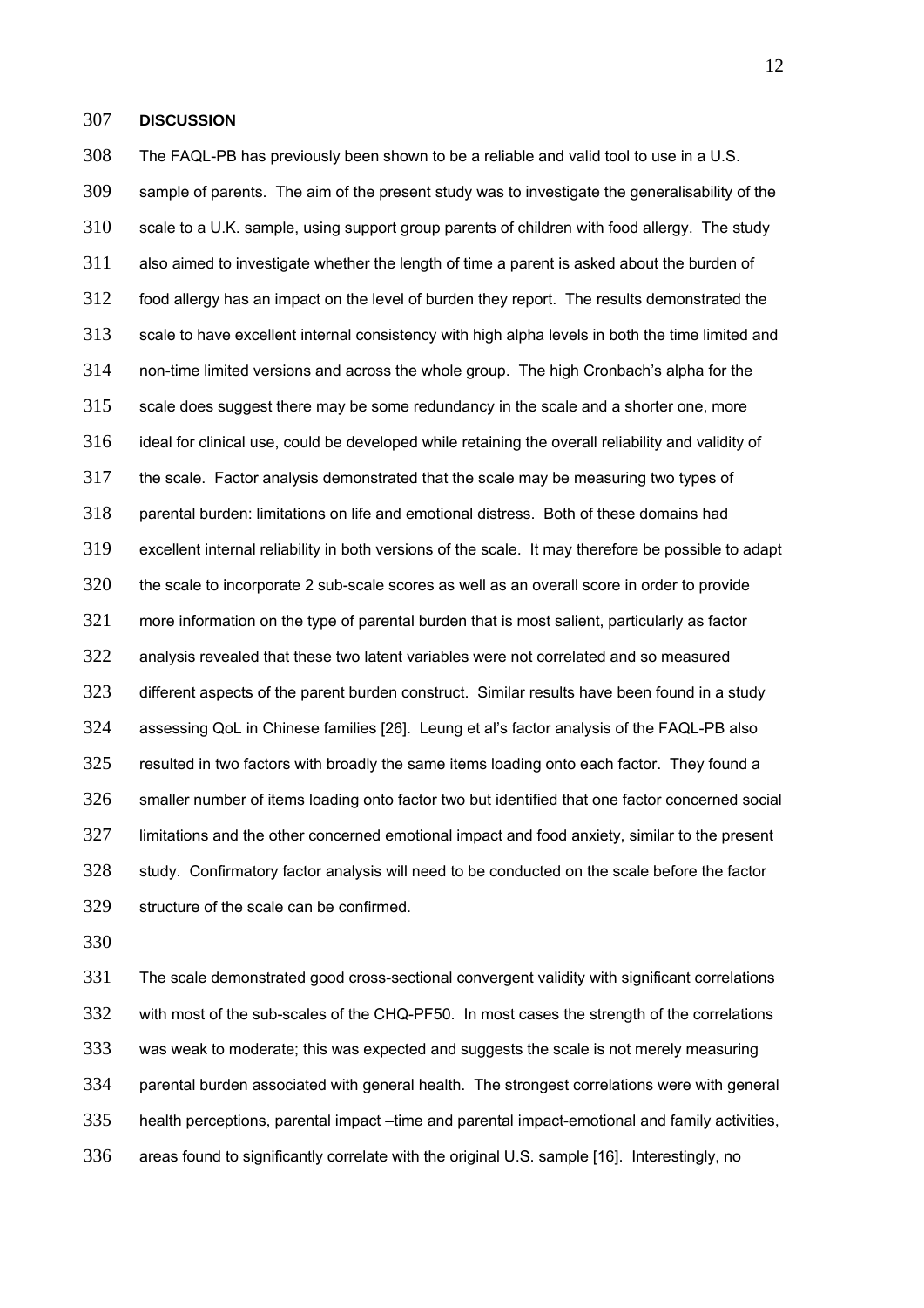## DISCUSSION

The FAQL-PB has previously been shown to be a reliable and valid tool to use in a U.S. sample of parents. The aim of the present study was to investigate the generalisability of the scale to a U.K. sample, using support group parents of children with food allergy. The study also aimed to investigate whether the length of time a parent is asked about the burden of food allergy has an impact on the level of burden they report. The results demonstrated the scale to have excellent internal consistency with high alpha levels in both the time limited and non-time limited versions and across the whole group. The high Cronbach's alpha for the scale does suggest there may be some redundancy in the scale and a shorter one, more ideal for clinical use, could be developed while retaining the overall reliability and validity of the scale. Factor analysis demonstrated that the scale may be measuring two types of parental burden: limitations on life and emotional distress. Both of these domains had excellent internal reliability in both versions of the scale. It may therefore be possible to adapt the scale to incorporate 2 sub-scale scores as well as an overall score in order to provide more information on the type of parental burden that is most salient, particularly as factor analysis revealed that these two latent variables were not correlated and so measured different aspects of the parent burden construct. Similar results have been found in a study assessing QoL in Chinese families [26]. Leung et al's factor analysis of the FAQL-PB also resulted in two factors with broadly the same items loading onto each factor. They found a smaller number of items loading onto factor two but identified that one factor concerned social limitations and the other concerned emotional impact and food anxiety, similar to the present study. Confirmatory factor analysis will need to be conducted on the scale before the factor structure of the scale can be confirmed.

The scale demonstrated good cross-sectional convergent validity with significant correlations with most of the sub-scales of the CHQ-PF50. In most cases the strength of the correlations was weak to moderate; this was expected and suggests the scale is not merely measuring parental burden associated with general health. The strongest correlations were with general health perceptions, parental impact –time and parental impact-emotional and family activities, areas found to significantly correlate with the original U.S. sample [16]. Interestingly, no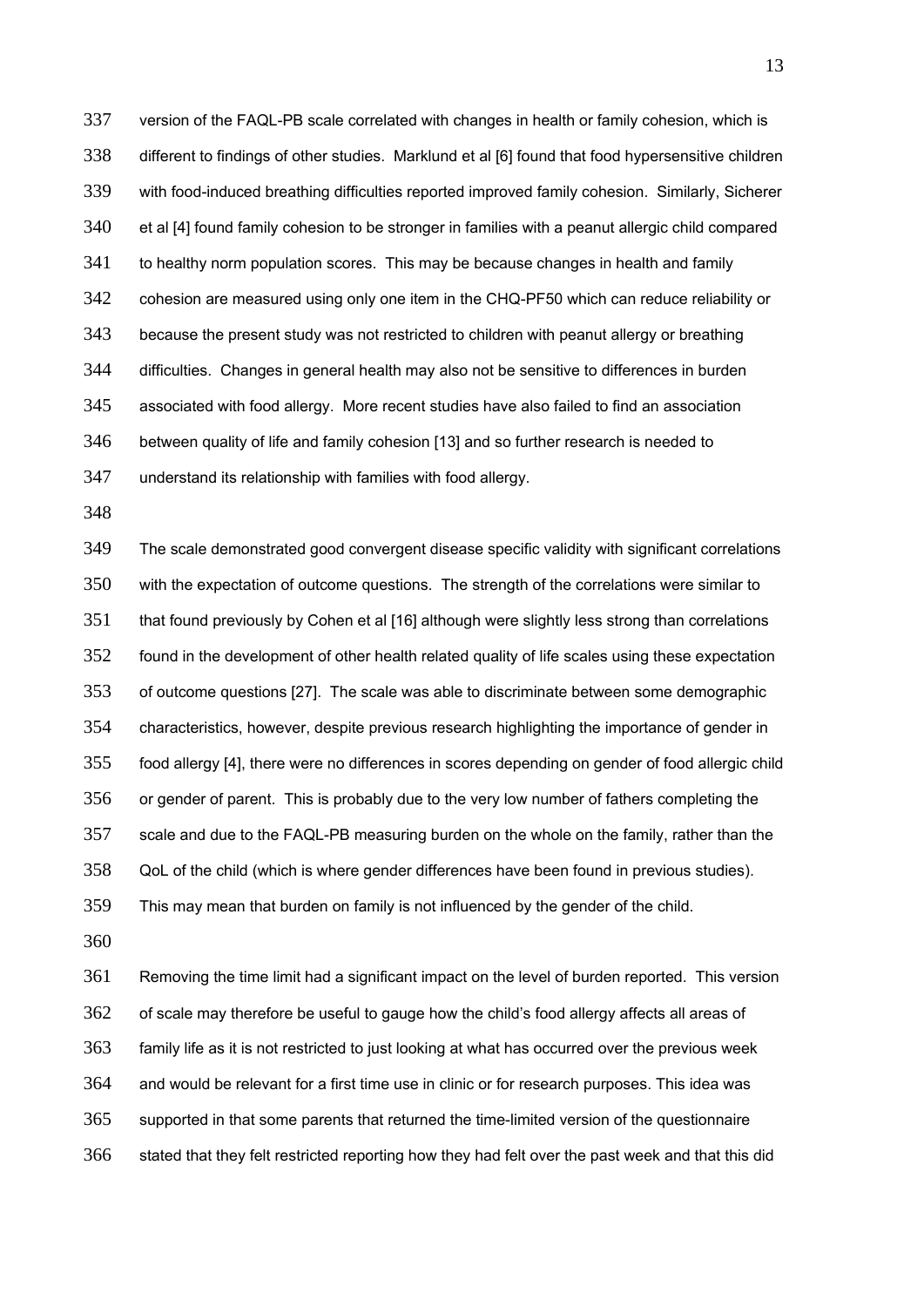version of the FAQL-PB scale correlated with changes in health or family cohesion, which is different to findings of other studies. Marklund et al [6] found that food hypersensitive children with food-induced breathing difficulties reported improved family cohesion. Similarly, Sicherer et al [4] found family cohesion to be stronger in families with a peanut allergic child compared to healthy norm population scores. This may be because changes in health and family cohesion are measured using only one item in the CHQ-PF50 which can reduce reliability or because the present study was not restricted to children with peanut allergy or breathing difficulties. Changes in general health may also not be sensitive to differences in burden associated with food allergy. More recent studies have also failed to find an association between quality of life and family cohesion [13] and so further research is needed to understand its relationship with families with food allergy.

The scale demonstrated good convergent disease specific validity with significant correlations with the expectation of outcome questions. The strength of the correlations were similar to that found previously by Cohen et al [16] although were slightly less strong than correlations found in the development of other health related quality of life scales using these expectation of outcome questions [27]. The scale was able to discriminate between some demographic characteristics, however, despite previous research highlighting the importance of gender in food allergy [4], there were no differences in scores depending on gender of food allergic child or gender of parent. This is probably due to the very low number of fathers completing the scale and due to the FAQL-PB measuring burden on the whole on the family, rather than the QoL of the child (which is where gender differences have been found in previous studies). This may mean that burden on family is not influenced by the gender of the child.

Removing the time limit had a significant impact on the level of burden reported. This version of scale may therefore be useful to gauge how the child's food allergy affects all areas of family life as it is not restricted to just looking at what has occurred over the previous week and would be relevant for a first time use in clinic or for research purposes. This idea was supported in that some parents that returned the time-limited version of the questionnaire stated that they felt restricted reporting how they had felt over the past week and that this did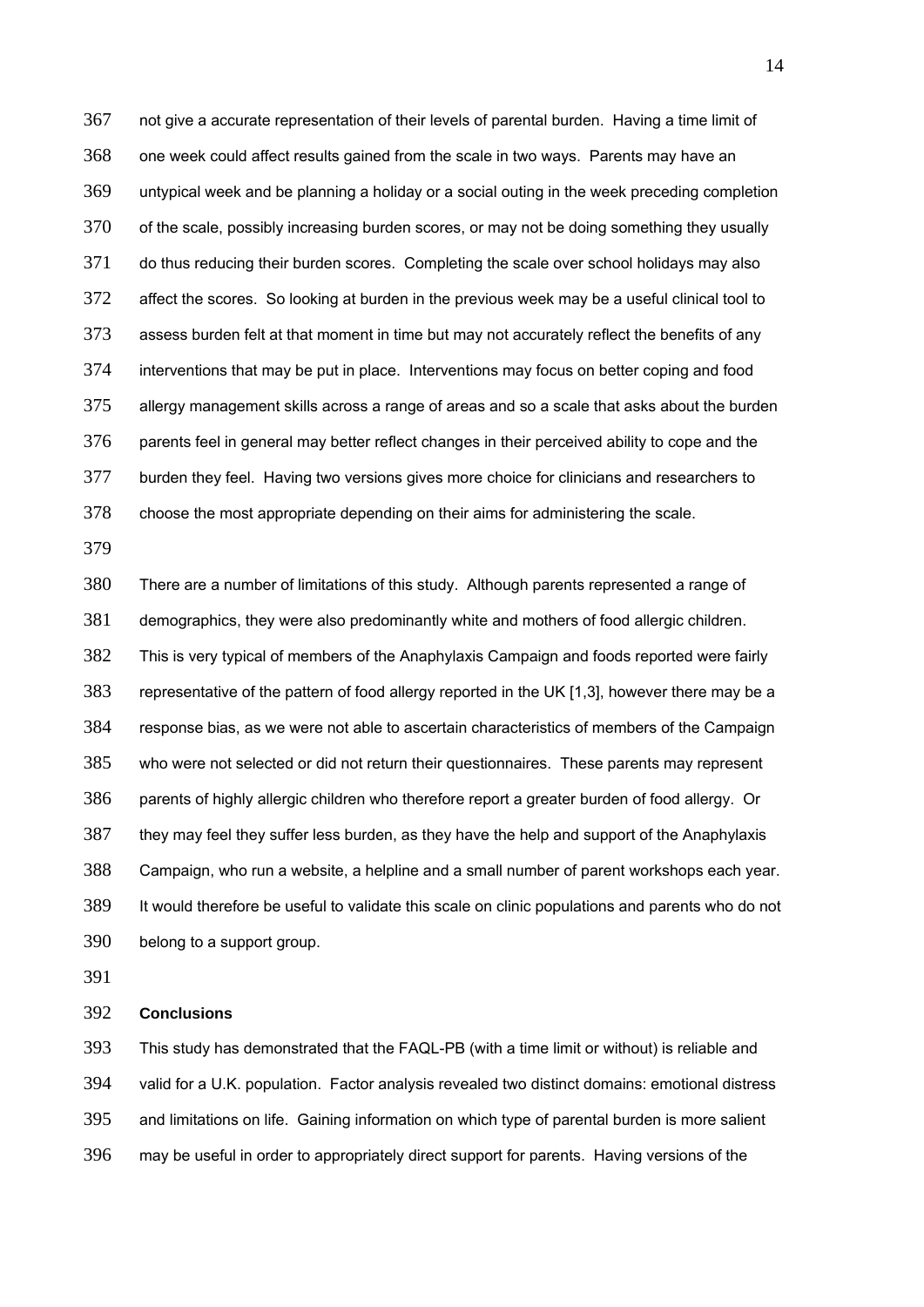not give a accurate representation of their levels of parental burden. Having a time limit of one week could affect results gained from the scale in two ways. Parents may have an untypical week and be planning a holiday or a social outing in the week preceding completion of the scale, possibly increasing burden scores, or may not be doing something they usually do thus reducing their burden scores. Completing the scale over school holidays may also affect the scores. So looking at burden in the previous week may be a useful clinical tool to assess burden felt at that moment in time but may not accurately reflect the benefits of any interventions that may be put in place. Interventions may focus on better coping and food allergy management skills across a range of areas and so a scale that asks about the burden parents feel in general may better reflect changes in their perceived ability to cope and the burden they feel. Having two versions gives more choice for clinicians and researchers to choose the most appropriate depending on their aims for administering the scale.

There are a number of limitations of this study. Although parents represented a range of demographics, they were also predominantly white and mothers of food allergic children. This is very typical of members of the Anaphylaxis Campaign and foods reported were fairly representative of the pattern of food allergy reported in the UK [1,3], however there may be a response bias, as we were not able to ascertain characteristics of members of the Campaign who were not selected or did not return their questionnaires. These parents may represent parents of highly allergic children who therefore report a greater burden of food allergy. Or they may feel they suffer less burden, as they have the help and support of the Anaphylaxis Campaign, who run a website, a helpline and a small number of parent workshops each year. It would therefore be useful to validate this scale on clinic populations and parents who do not belong to a support group.

## Conclusions

This study has demonstrated that the FAQL-PB (with a time limit or without) is reliable and valid for a U.K. population. Factor analysis revealed two distinct domains: emotional distress and limitations on life. Gaining information on which type of parental burden is more salient may be useful in order to appropriately direct support for parents. Having versions of the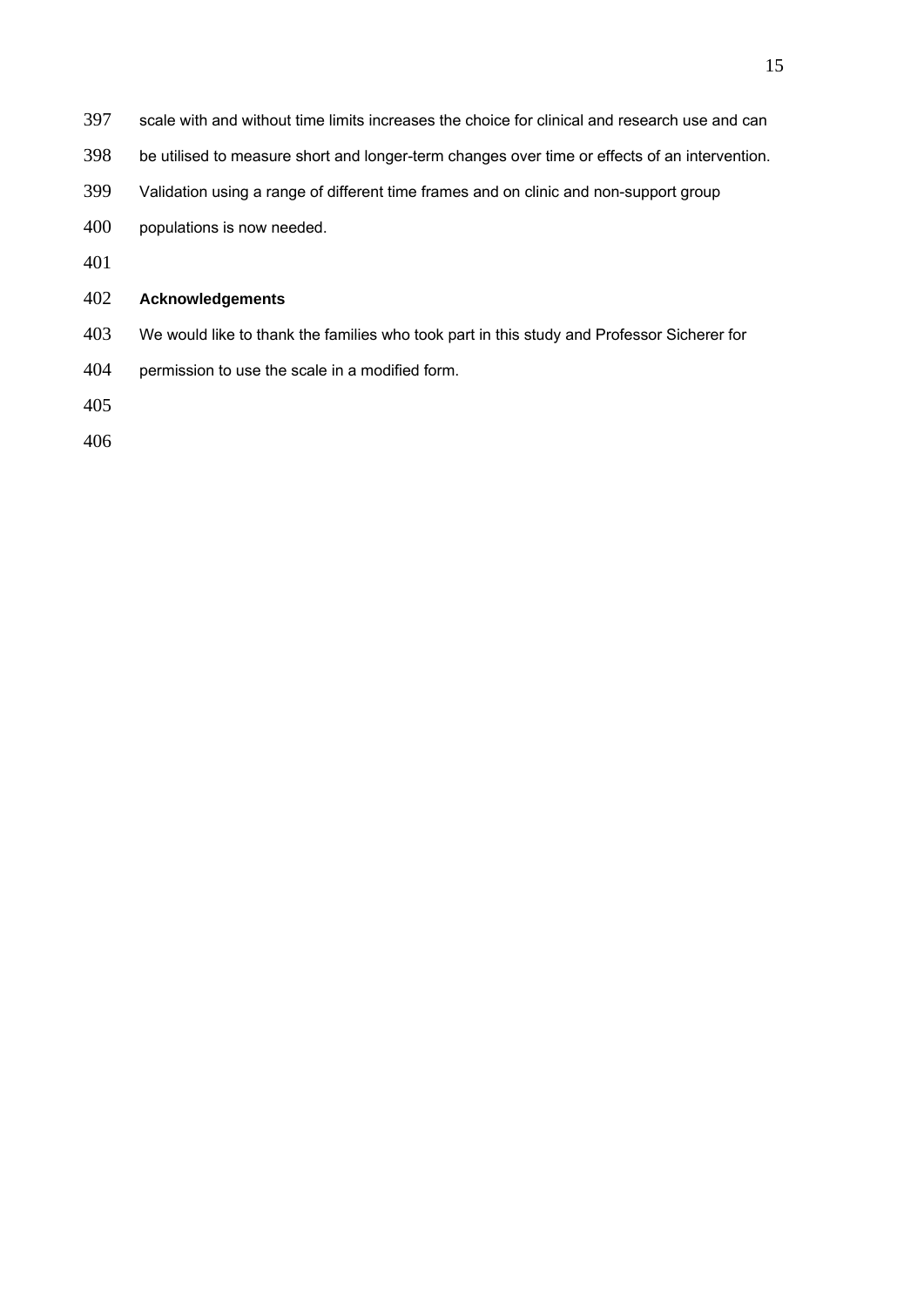scale with and without time limits increases the choice for clinical and research use and can be utilised to measure short and longer-term changes over time or effects of an intervention. Validation using a range of different time frames and on clinic and non-support group populations is now needed.

## Acknowledgements

We would like to thank the families who took part in this study and Professor Sicherer for permission to use the scale in a modified form.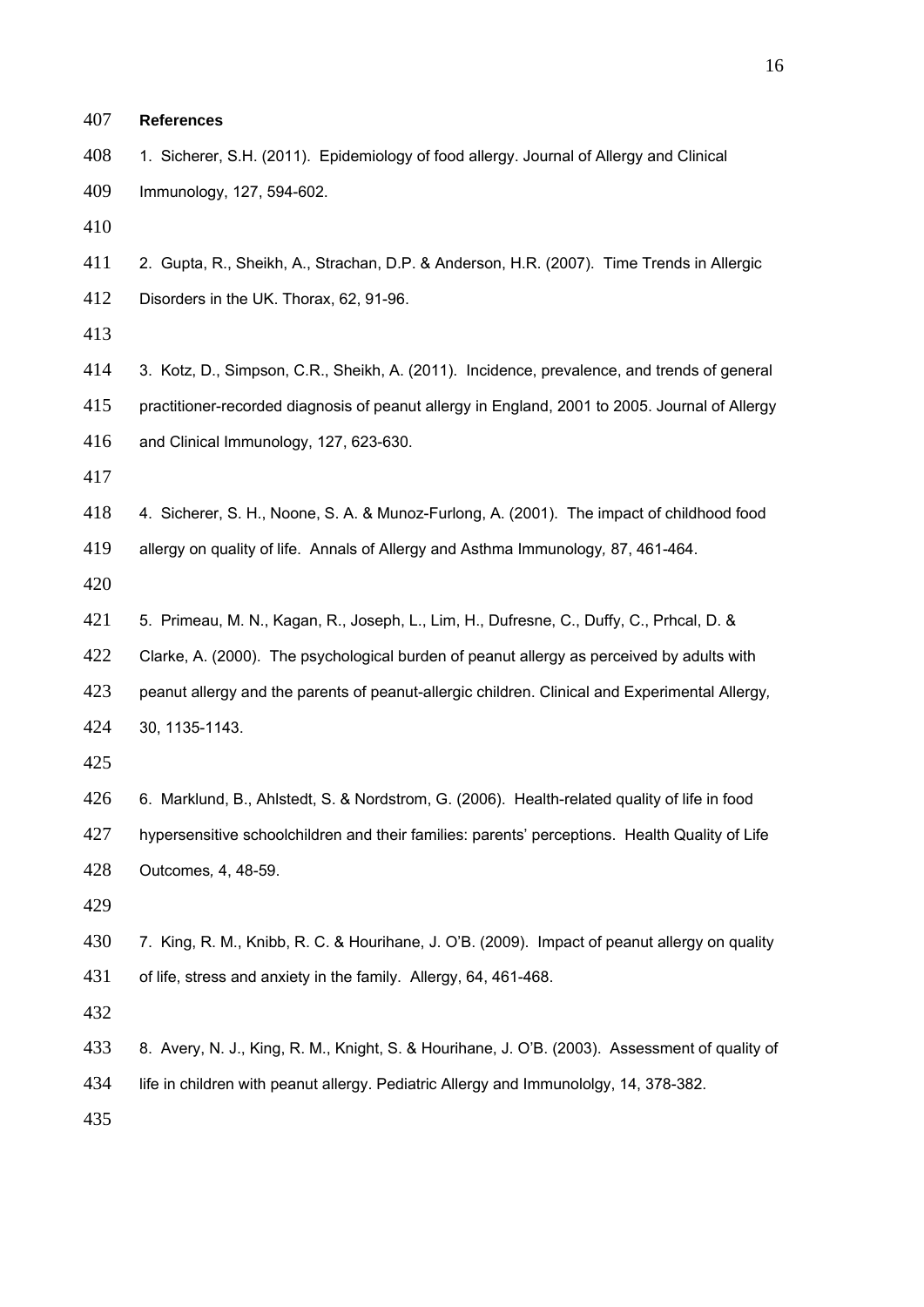## References

1. Sicherer, S.H. (2011). Epidemiology of food allergy. Journal of Allergy and Clinical Immunology, 127, 594-602.

2. Gupta, R., Sheikh, A., Strachan, D.P. & Anderson, H.R. (2007). Time Trends in Allergic Disorders in the UK. Thorax, 62, 91-96.

3. Kotz, D., Simpson, C.R., Sheikh, A. (2011). Incidence, prevalence, and trends of general practitioner-recorded diagnosis of peanut allergy in England, 2001 to 2005. Journal of Allergy and Clinical Immunology, 127, 623-630.

4. Sicherer, S. H., Noone, S. A. & Munoz-Furlong, A. (2001). The impact of childhood food allergy on quality of life. Annals of Allergy and Asthma Immunology, 87, 461-464.

5. Primeau, M. N., Kagan, R., Joseph, L., Lim, H., Dufresne, C., Duffy, C., Prhcal, D. & Clarke, A. (2000). The psychological burden of peanut allergy as perceived by adults with peanut allergy and the parents of peanut-allergic children. Clinical and Experimental Allergy, 30, 1135-1143.

6. Marklund, B., Ahlstedt, S. & Nordstrom, G. (2006). Health-related quality of life in food hypersensitive schoolchildren and their families: parents' perceptions. Health Quality of Life Outcomes, 4, 48-59.

7. King, R. M., Knibb, R. C. & Hourihane, J. O'B. (2009). Impact of peanut allergy on quality of life, stress and anxiety in the family. Allergy, 64, 461-468.

8. Avery, N. J., King, R. M., Knight, S. & Hourihane, J. O'B. (2003). Assessment of quality of life in children with peanut allergy. Pediatric Allergy and Immunololgy, 14, 378-382.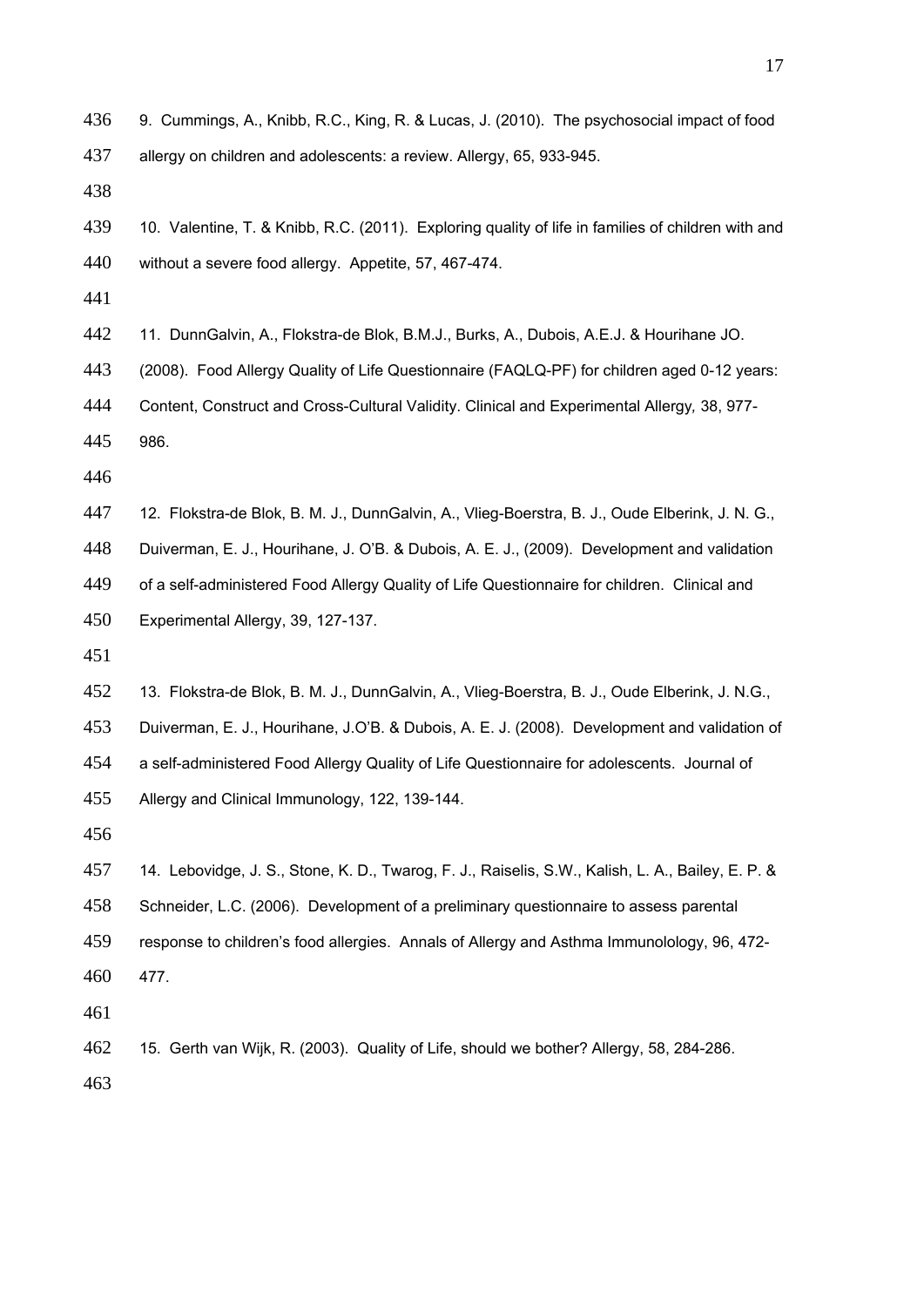9. Cummings, A., Knibb, R.C., King, R. & Lucas, J. (2010). The psychosocial impact of food allergy on children and adolescents: a review. Allergy, 65, 933-945.

10. Valentine, T. & Knibb, R.C. (2011). Exploring quality of life in families of children with and without a severe food allergy. Appetite, 57, 467-474.

11. DunnGalvin, A., Flokstra-de Blok, B.M.J., Burks, A., Dubois, A.E.J. & Hourihane JO. (2008). Food Allergy Quality of Life Questionnaire (FAQLQ-PF) for children aged 0-12 years: Content, Construct and Cross-Cultural Validity. Clinical and Experimental Allergy*,* 38, 977-986.

12. Flokstra-de Blok, B. M. J., DunnGalvin, A., Vlieg-Boerstra, B. J., Oude Elberink, J. N. G., Duiverman, E. J., Hourihane, J. O'B. & Dubois, A. E. J., (2009). Development and validation of a self-administered Food Allergy Quality of Life Questionnaire for children. Clinical and Experimental Allergy, 39, 127-137.

13. Flokstra-de Blok, B. M. J., DunnGalvin, A., Vlieg-Boerstra, B. J., Oude Elberink, J. N.G., Duiverman, E. J., Hourihane, J.O'B. & Dubois, A. E. J. (2008). Development and validation of a self-administered Food Allergy Quality of Life Questionnaire for adolescents. Journal of Allergy and Clinical Immunology, 122, 139-144.

14. Lebovidge, J. S., Stone, K. D., Twarog, F. J., Raiselis, S.W., Kalish, L. A., Bailey, E. P. & Schneider, L.C. (2006). Development of a preliminary questionnaire to assess parental response to children's food allergies. Annals of Allergy and Asthma Immunolology, 96, 472-477.

15. Gerth van Wijk, R. (2003). Quality of Life, should we bother? Allergy, 58, 284-286.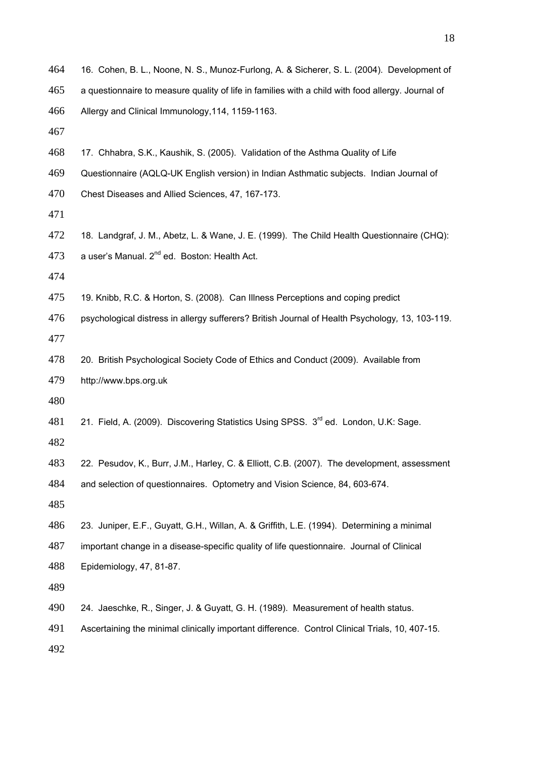16. Cohen, B. L., Noone, N. S., Munoz-Furlong, A. & Sicherer, S. L. (2004). Development of a questionnaire to measure quality of life in families with a child with food allergy. Journal of Allergy and Clinical Immunology,114, 1159-1163.

17. Chhabra, S.K., Kaushik, S. (2005). Validation of the Asthma Quality of Life Questionnaire (AQLQ-UK English version) in Indian Asthmatic subjects. Indian Journal of Chest Diseases and Allied Sciences, 47, 167-173.

18. Landgraf, J. M., Abetz, L. & Wane, J. E. (1999). The Child Health Questionnaire (CHQ): a user's Manual. 2nd ed. Boston: Health Act.

19. Knibb, R.C. & Horton, S. (2008). Can Illness Perceptions and coping predict psychological distress in allergy sufferers? British Journal of Health Psychology, 13, 103-119.

20. British Psychological Society Code of Ethics and Conduct (2009). Available from http://www.bps.org.uk

21. Field, A. (2009). Discovering Statistics Using SPSS. 3rd ed. London, U.K: Sage.

22. Pesudov, K., Burr, J.M., Harley, C. & Elliott, C.B. (2007). The development, assessment and selection of questionnaires. Optometry and Vision Science, 84, 603-674.

23. Juniper, E.F., Guyatt, G.H., Willan, A. & Griffith, L.E. (1994). Determining a minimal important change in a disease-specific quality of life questionnaire. Journal of Clinical Epidemiology, 47, 81-87.

24. Jaeschke, R., Singer, J. & Guyatt, G. H. (1989). Measurement of health status. Ascertaining the minimal clinically important difference. Control Clinical Trials, 10, 407-15.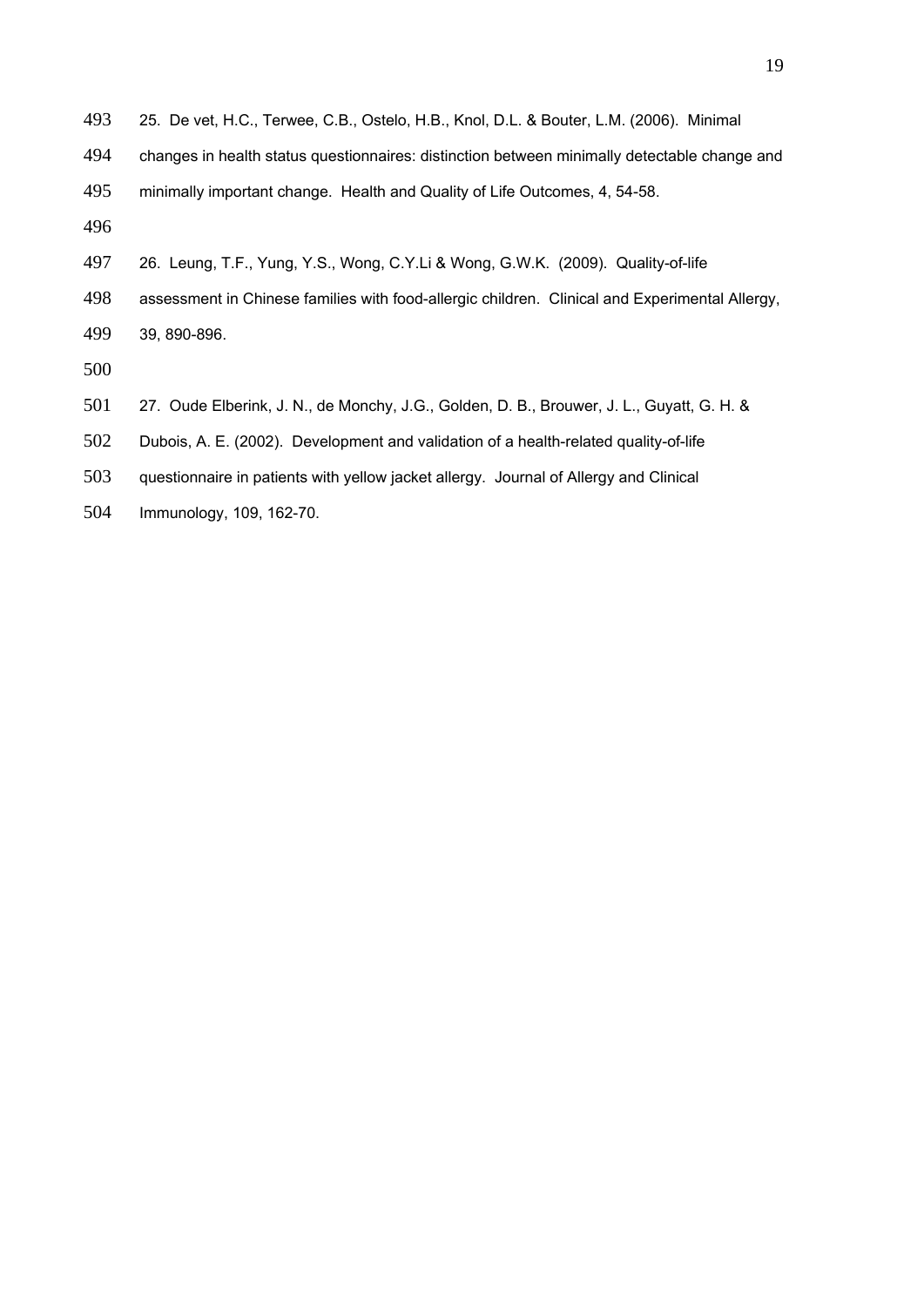25. De vet, H.C., Terwee, C.B., Ostelo, H.B., Knol, D.L. & Bouter, L.M. (2006). Minimal changes in health status questionnaires: distinction between minimally detectable change and minimally important change. Health and Quality of Life Outcomes, 4, 54-58.

26. Leung, T.F., Yung, Y.S., Wong, C.Y.Li & Wong, G.W.K. (2009). Quality-of-life assessment in Chinese families with food-allergic children. Clinical and Experimental Allergy, 39, 890-896.

27. Oude Elberink, J. N., de Monchy, J.G., Golden, D. B., Brouwer, J. L., Guyatt, G. H. & Dubois, A. E. (2002). Development and validation of a health-related quality-of-life questionnaire in patients with yellow jacket allergy. Journal of Allergy and Clinical Immunology, 109, 162-70.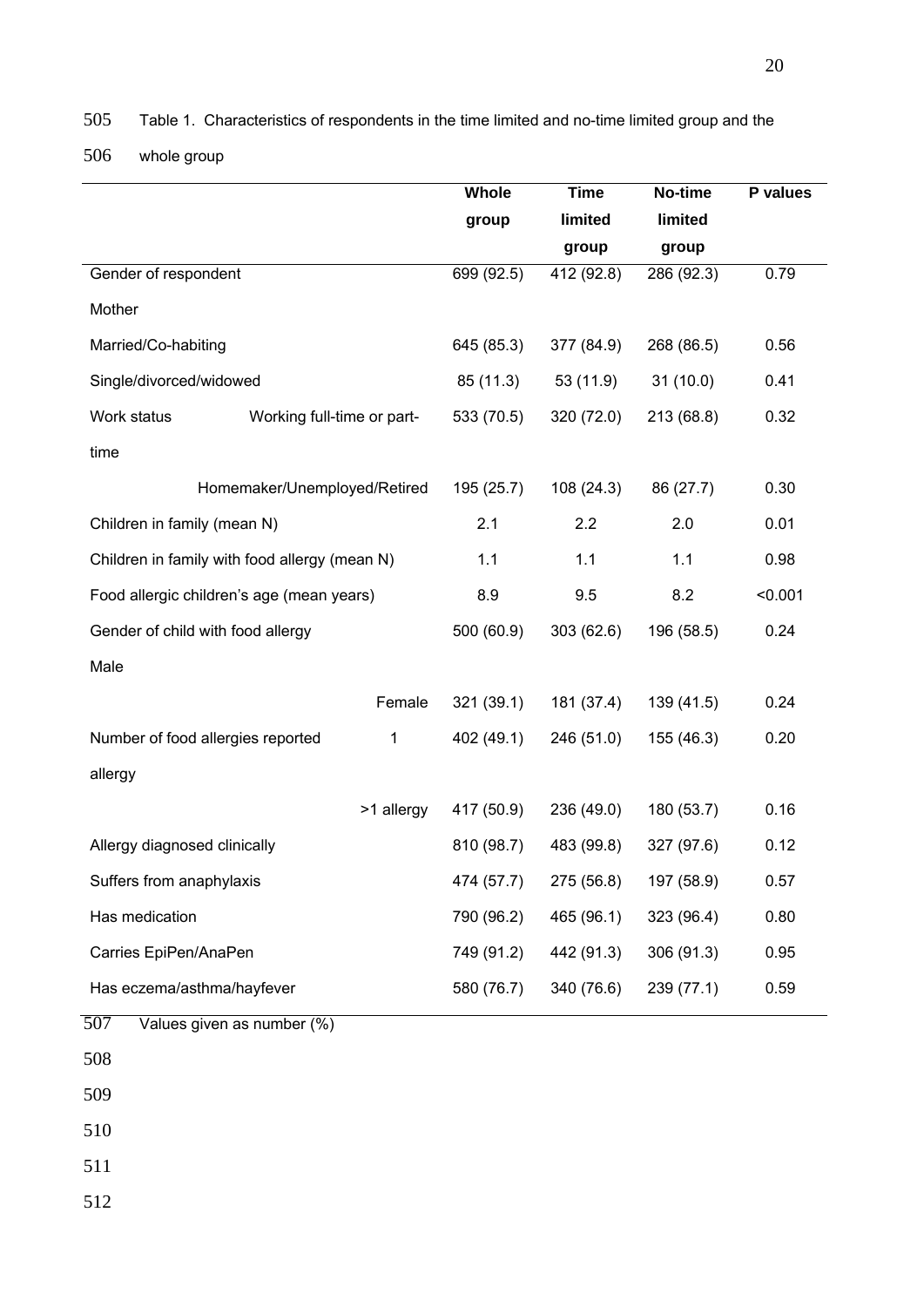Table 1. Characteristics of respondents in the time limited and no-time limited group and the whole group

| | Whole group | Time limited group | No-time limited group | P values |
|---|---|---|---|---|
| Gender of respondent Mother | 699 (92.5) | 412 (92.8) | 286 (92.3) | 0.79 |
| Married/Co-habiting | 645 (85.3) | 377 (84.9) | 268 (86.5) | 0.56 |
| Single/divorced/widowed | 85 (11.3) | 53 (11.9) | 31 (10.0) | 0.41 |
| Work status Working full-time or part-time | 533 (70.5) | 320 (72.0) | 213 (68.8) | 0.32 |
| Homemaker/Unemployed/Retired | 195 (25.7) | 108 (24.3) | 86 (27.7) | 0.30 |
| Children in family (mean N) | 2.1 | 2.2 | 2.0 | 0.01 |
| Children in family with food allergy (mean N) | 1.1 | 1.1 | 1.1 | 0.98 |
| Food allergic children's age (mean years) | 8.9 | 9.5 | 8.2 | <0.001 |
| Gender of child with food allergy Male | 500 (60.9) | 303 (62.6) | 196 (58.5) | 0.24 |
| Female | 321 (39.1) | 181 (37.4) | 139 (41.5) | 0.24 |
| Number of food allergies reported 1 allergy | 402 (49.1) | 246 (51.0) | 155 (46.3) | 0.20 |
| >1 allergy | 417 (50.9) | 236 (49.0) | 180 (53.7) | 0.16 |
| Allergy diagnosed clinically | 810 (98.7) | 483 (99.8) | 327 (97.6) | 0.12 |
| Suffers from anaphylaxis | 474 (57.7) | 275 (56.8) | 197 (58.9) | 0.57 |
| Has medication | 790 (96.2) | 465 (96.1) | 323 (96.4) | 0.80 |
| Carries EpiPen/AnaPen | 749 (91.2) | 442 (91.3) | 306 (91.3) | 0.95 |
| Has eczema/asthma/hayfever | 580 (76.7) | 340 (76.6) | 239 (77.1) | 0.59 |

Values given as number (%)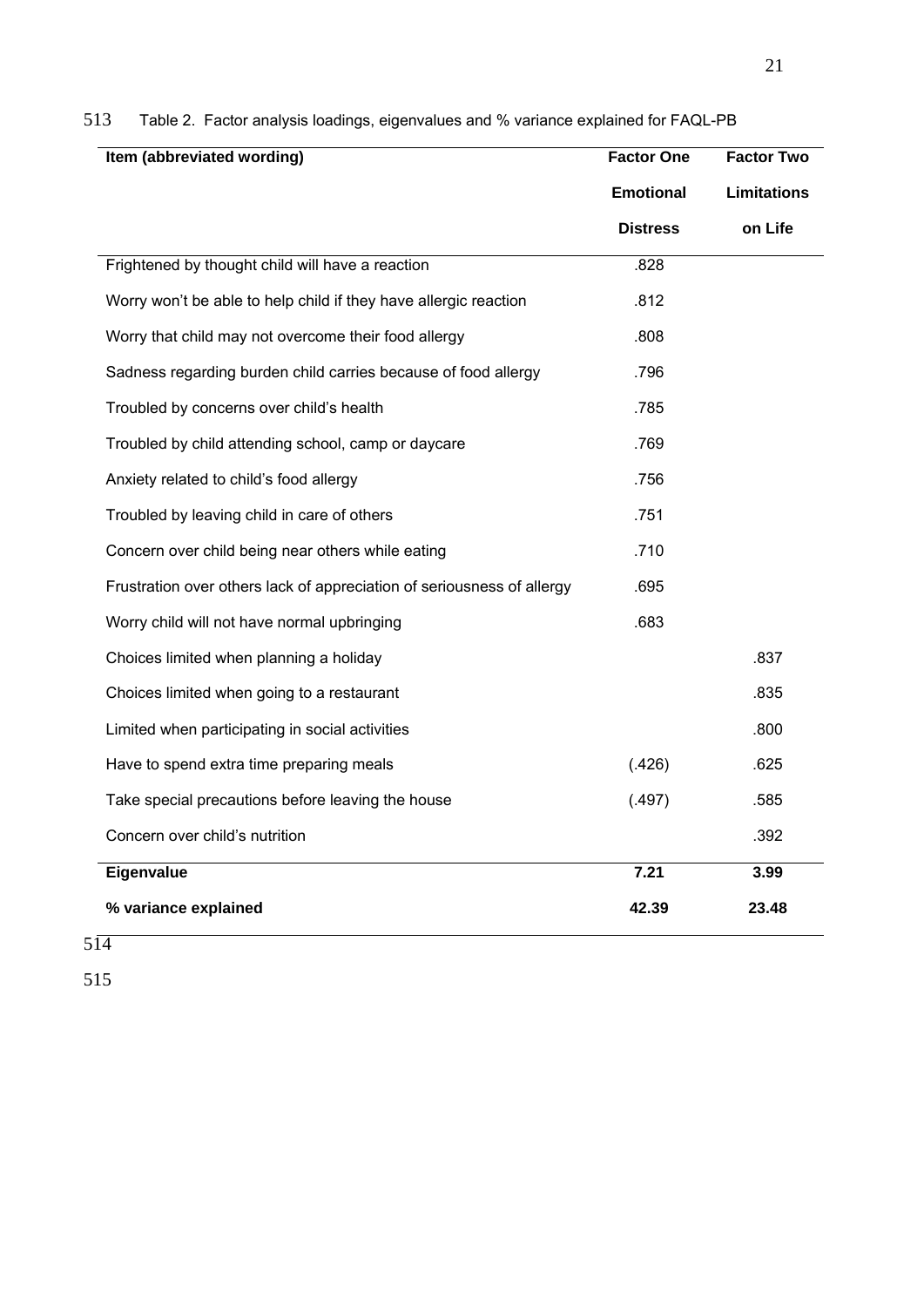Table 2. Factor analysis loadings, eigenvalues and % variance explained for FAQL-PB

| Item (abbreviated wording) | Factor One Emotional Distress | Factor Two Limitations on Life |
|---|---|---|
| Frightened by thought child will have a reaction | .828 | |
| Worry won't be able to help child if they have allergic reaction | .812 | |
| Worry that child may not overcome their food allergy | .808 | |
| Sadness regarding burden child carries because of food allergy | .796 | |
| Troubled by concerns over child's health | .785 | |
| Troubled by child attending school, camp or daycare | .769 | |
| Anxiety related to child's food allergy | .756 | |
| Troubled by leaving child in care of others | .751 | |
| Concern over child being near others while eating | .710 | |
| Frustration over others lack of appreciation of seriousness of allergy | .695 | |
| Worry child will not have normal upbringing | .683 | |
| Choices limited when planning a holiday | | .837 |
| Choices limited when going to a restaurant | | .835 |
| Limited when participating in social activities | | .800 |
| Have to spend extra time preparing meals | (.426) | .625 |
| Take special precautions before leaving the house | (.497) | .585 |
| Concern over child's nutrition | | .392 |
| **Eigenvalue** | **7.21** | **3.99** |
| **% variance explained** | **42.39** | **23.48** |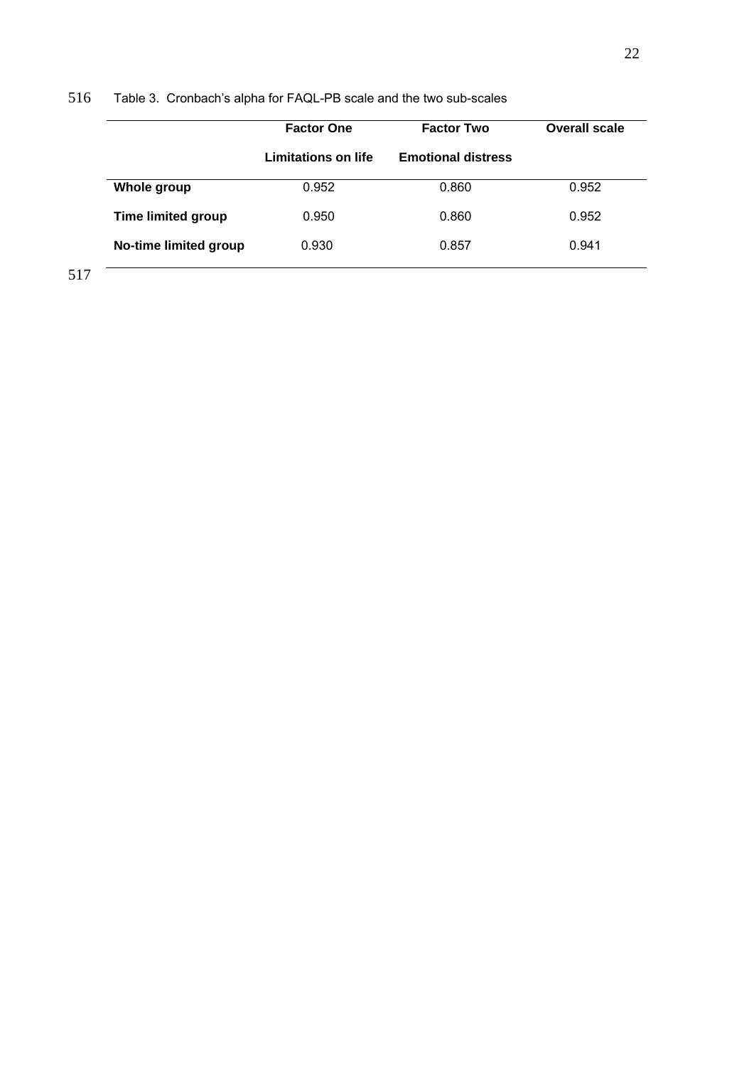Table 3. Cronbach's alpha for FAQL-PB scale and the two sub-scales

| | Factor One<br>Limitations on life | Factor Two<br>Emotional distress | Overall scale |
|---|---|---|---|
| **Whole group** | 0.952 | 0.860 | 0.952 |
| **Time limited group** | 0.950 | 0.860 | 0.952 |
| **No-time limited group** | 0.930 | 0.857 | 0.941 |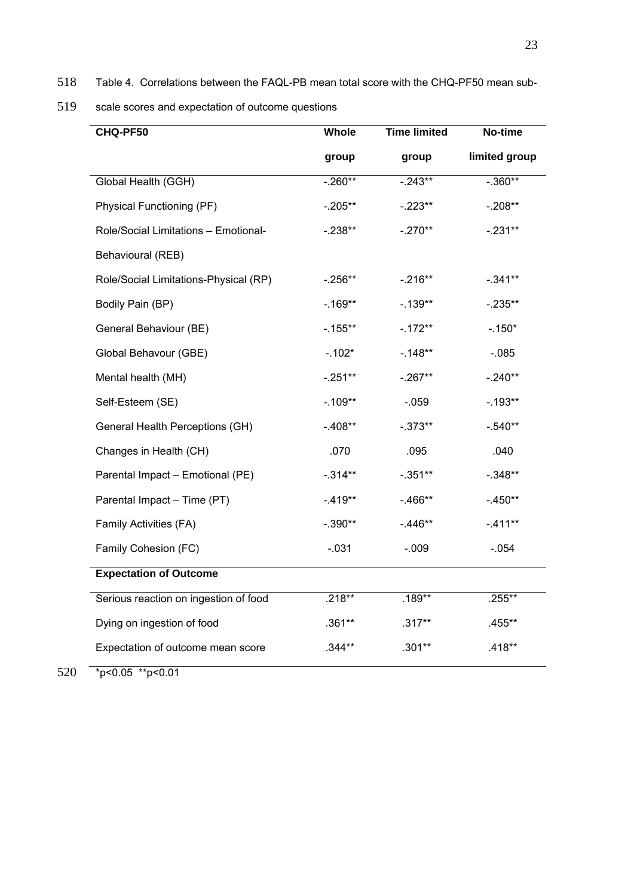Table 4. Correlations between the FAQL-PB mean total score with the CHQ-PF50 mean sub-scale scores and expectation of outcome questions

| CHQ-PF50 | Whole group | Time limited group | No-time limited group |
|---|---|---|---|
| Global Health (GGH) | -.260** | -.243** | -.360** |
| Physical Functioning (PF) | -.205** | -.223** | -.208** |
| Role/Social Limitations – Emotional-Behavioural (REB) | -.238** | -.270** | -.231** |
| Role/Social Limitations-Physical (RP) | -.256** | -.216** | -.341** |
| Bodily Pain (BP) | -.169** | -.139** | -.235** |
| General Behaviour (BE) | -.155** | -.172** | -.150* |
| Global Behavour (GBE) | -.102* | -.148** | -.085 |
| Mental health (MH) | -.251** | -.267** | -.240** |
| Self-Esteem (SE) | -.109** | -.059 | -.193** |
| General Health Perceptions (GH) | -.408** | -.373** | -.540** |
| Changes in Health (CH) | .070 | .095 | .040 |
| Parental Impact – Emotional (PE) | -.314** | -.351** | -.348** |
| Parental Impact – Time (PT) | -.419** | -.466** | -.450** |
| Family Activities (FA) | -.390** | -.446** | -.411** |
| Family Cohesion (FC) | -.031 | -.009 | -.054 |
| **Expectation of Outcome** | | | |
| Serious reaction on ingestion of food | .218** | .189** | .255** |
| Dying on ingestion of food | .361** | .317** | .455** |
| Expectation of outcome mean score | .344** | .301** | .418** |

*p<0.05 **p<0.01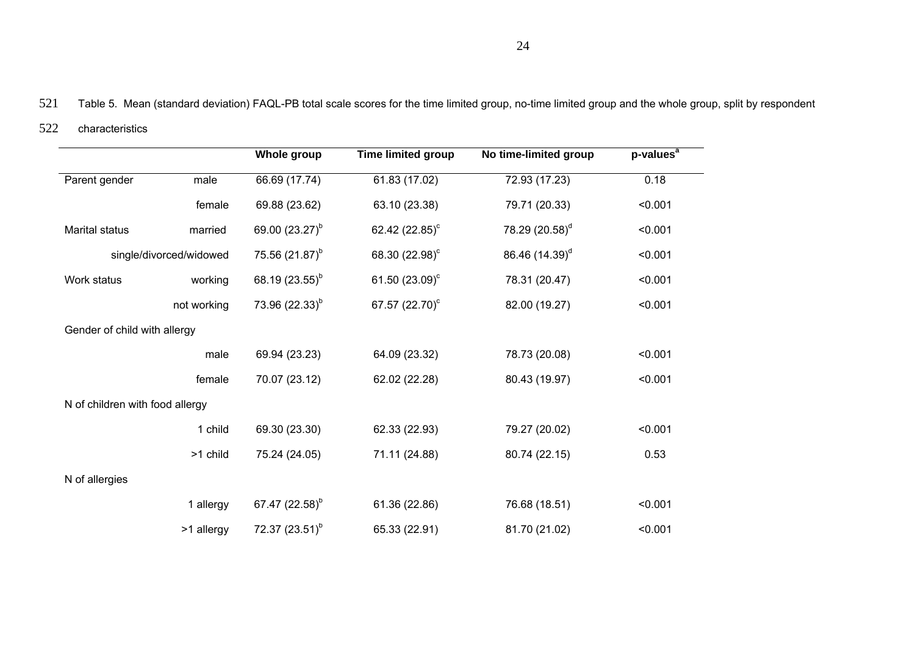Table 5. Mean (standard deviation) FAQL-PB total scale scores for the time limited group, no-time limited group and the whole group, split by respondent characteristics

| | | Whole group | Time limited group | No time-limited group | p-values[a] |
|---|---|---|---|---|---|
| Parent gender | male | 66.69 (17.74) | 61.83 (17.02) | 72.93 (17.23) | 0.18 |
| | female | 69.88 (23.62) | 63.10 (23.38) | 79.71 (20.33) | <0.001 |
| Marital status | married | 69.00 (23.27)[b] | 62.42 (22.85)[c] | 78.29 (20.58)[d] | <0.001 |
| | single/divorced/widowed | 75.56 (21.87)[b] | 68.30 (22.98)[c] | 86.46 (14.39)[d] | <0.001 |
| Work status | working | 68.19 (23.55)[b] | 61.50 (23.09)[c] | 78.31 (20.47) | <0.001 |
| | not working | 73.96 (22.33)[b] | 67.57 (22.70)[c] | 82.00 (19.27) | <0.001 |
| Gender of child with allergy | | | | | |
| | male | 69.94 (23.23) | 64.09 (23.32) | 78.73 (20.08) | <0.001 |
| | female | 70.07 (23.12) | 62.02 (22.28) | 80.43 (19.97) | <0.001 |
| N of children with food allergy | | | | | |
| | 1 child | 69.30 (23.30) | 62.33 (22.93) | 79.27 (20.02) | <0.001 |
| | >1 child | 75.24 (24.05) | 71.11 (24.88) | 80.74 (22.15) | 0.53 |
| N of allergies | | | | | |
| | 1 allergy | 67.47 (22.58)[b] | 61.36 (22.86) | 76.68 (18.51) | <0.001 |
| | >1 allergy | 72.37 (23.51)[b] | 65.33 (22.91) | 81.70 (21.02) | <0.001 |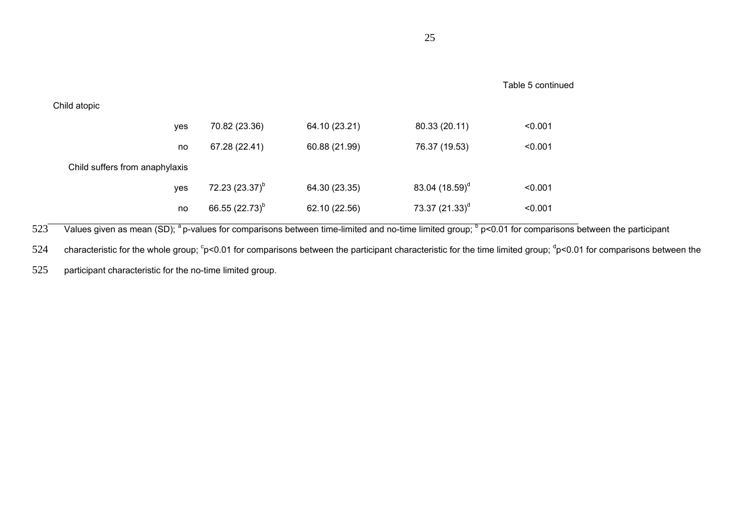Table 5 continued

| | | | | |
|---|---|---|---|---|
| Child atopic | | | | |
| yes | 70.82 (23.36) | 64.10 (23.21) | 80.33 (20.11) | <0.001 |
| no | 67.28 (22.41) | 60.88 (21.99) | 76.37 (19.53) | <0.001 |
| Child suffers from anaphylaxis | | | | |
| yes | 72.23 (23.37)[b] | 64.30 (23.35) | 83.04 (18.59)[d] | <0.001 |
| no | 66.55 (22.73)[b] | 62.10 (22.56) | 73.37 (21.33)[d] | <0.001 |

523 Values given as mean (SD); [a] p-values for comparisons between time-limited and no-time limited group; [b] p<0.01 for comparisons between the participant

524 characteristic for the whole group; [c]p<0.01 for comparisons between the participant characteristic for the time limited group; [d]p<0.01 for comparisons between the

525 participant characteristic for the no-time limited group.